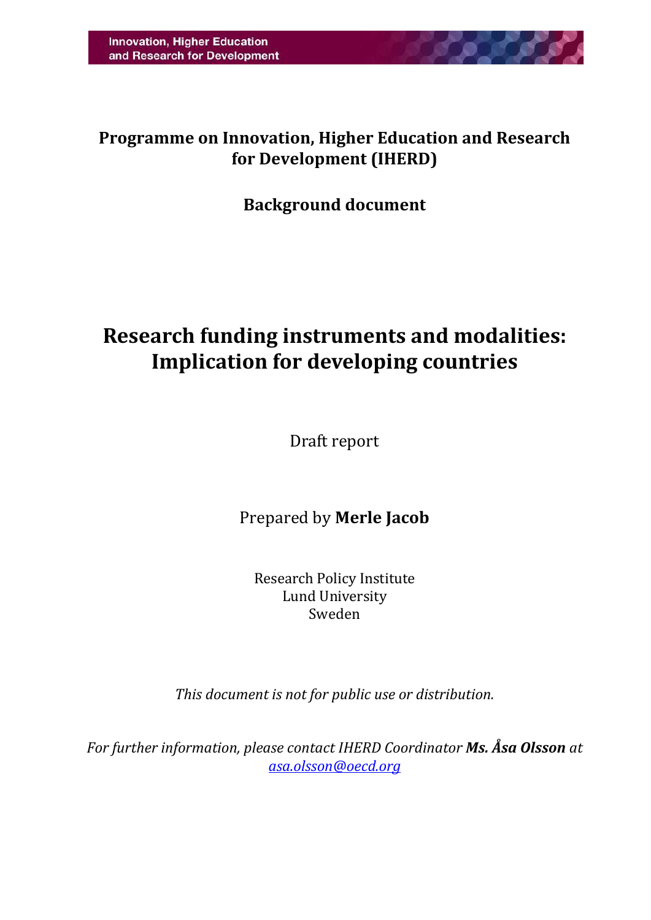Innovation, Higher Education and Research for Development

**Programme on Innovation, Higher Education and Research for Development (IHERD)**

**Background document**

# Research funding instruments and modalities: Implication for developing countries

Draft report

Prepared by **Merle Jacob**

Research Policy Institute
Lund University
Sweden

*This document is not for public use or distribution.*

*For further information, please contact IHERD Coordinator **Ms. Åsa Olsson** at [asa.olsson@oecd.org](mailto:asa.olsson@oecd.org)*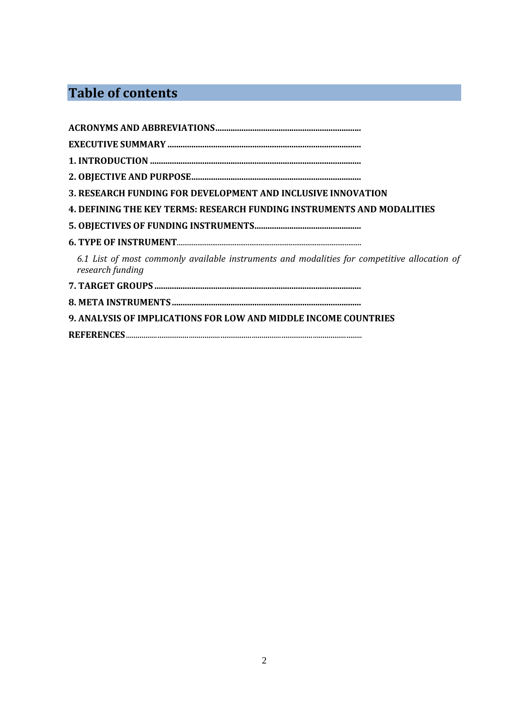# Table of contents

**ACRONYMS AND ABBREVIATIONS**

**EXECUTIVE SUMMARY**

**1. INTRODUCTION**

**2. OBJECTIVE AND PURPOSE**

**3. RESEARCH FUNDING FOR DEVELOPMENT AND INCLUSIVE INNOVATION**

**4. DEFINING THE KEY TERMS: RESEARCH FUNDING INSTRUMENTS AND MODALITIES**

**5. OBJECTIVES OF FUNDING INSTRUMENTS**

**6. TYPE OF INSTRUMENT**

*6.1 List of most commonly available instruments and modalities for competitive allocation of research funding*

**7. TARGET GROUPS**

**8. META INSTRUMENTS**

**9. ANALYSIS OF IMPLICATIONS FOR LOW AND MIDDLE INCOME COUNTRIES**

**REFERENCES**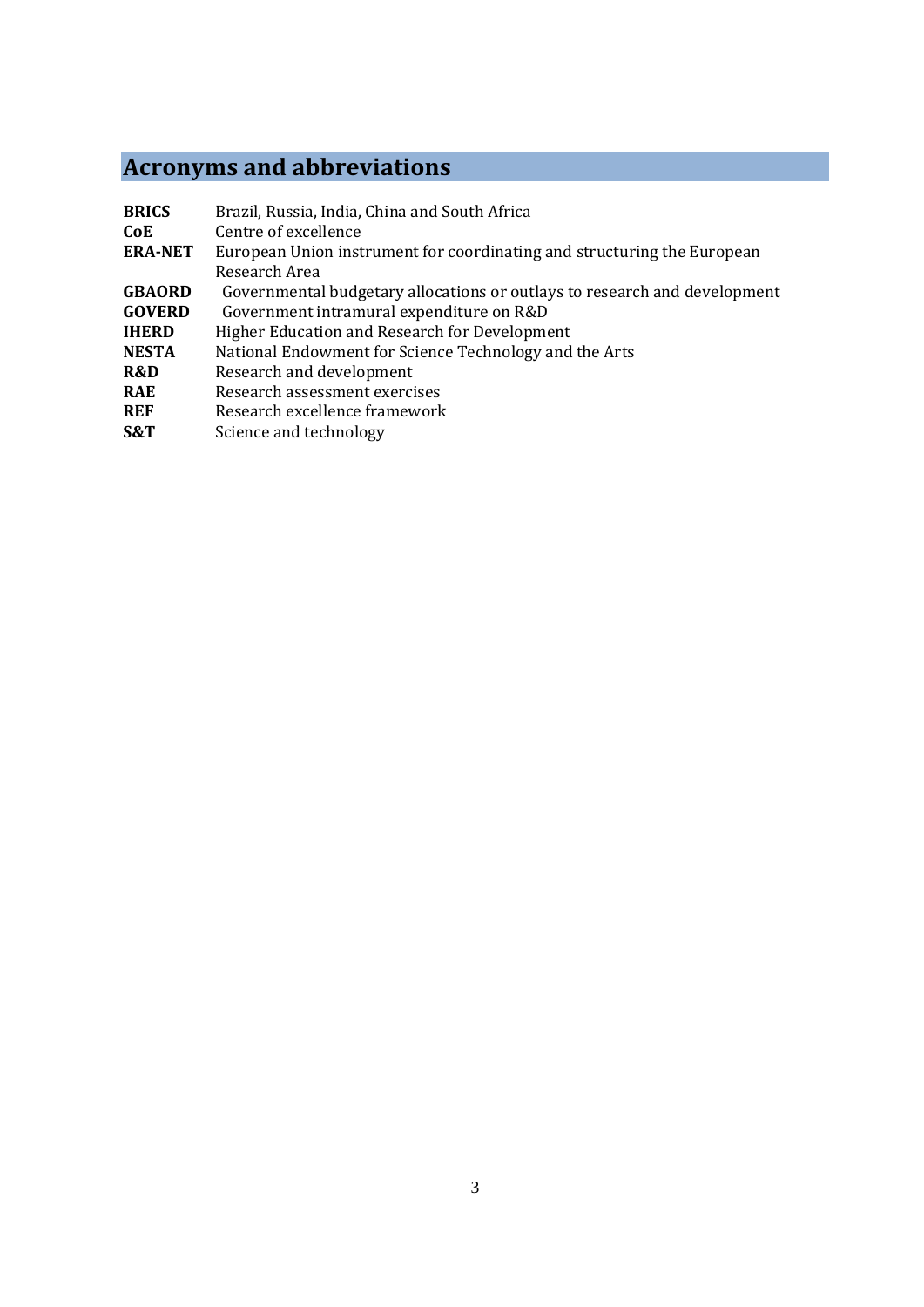# Acronyms and abbreviations

| | |
|---|---|
| **BRICS** | Brazil, Russia, India, China and South Africa |
| **CoE** | Centre of excellence |
| **ERA-NET** | European Union instrument for coordinating and structuring the European Research Area |
| **GBAORD** | Governmental budgetary allocations or outlays to research and development |
| **GOVERD** | Government intramural expenditure on R&D |
| **IHERD** | Higher Education and Research for Development |
| **NESTA** | National Endowment for Science Technology and the Arts |
| **R&D** | Research and development |
| **RAE** | Research assessment exercises |
| **REF** | Research excellence framework |
| **S&T** | Science and technology |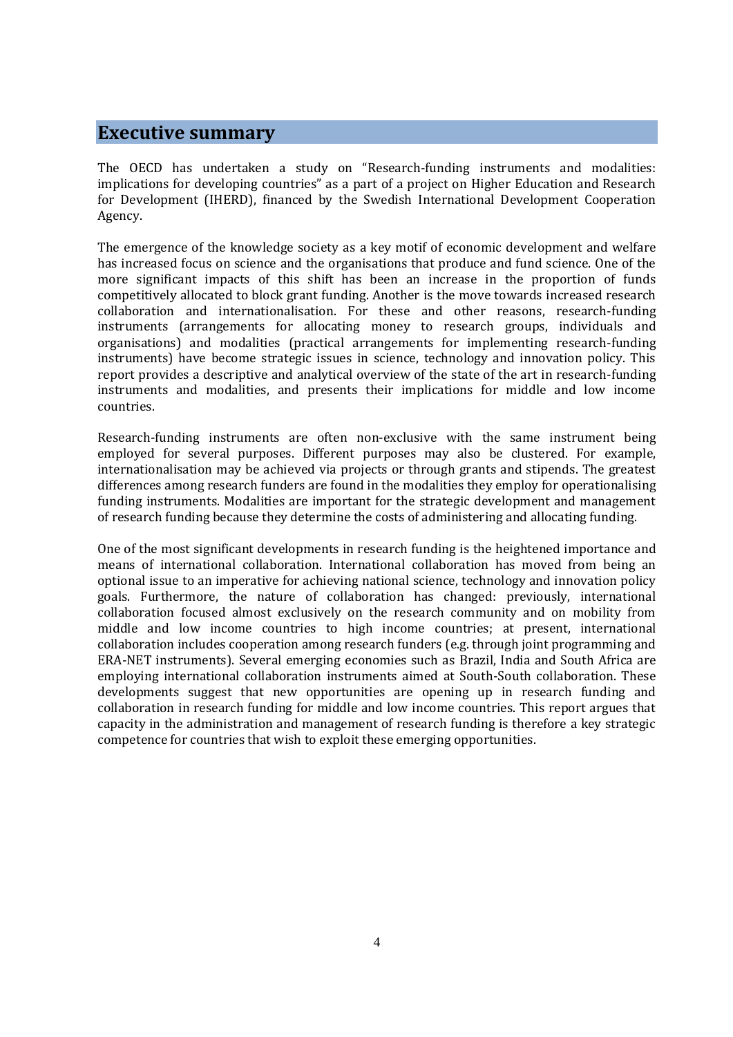## Executive summary

The OECD has undertaken a study on "Research-funding instruments and modalities: implications for developing countries" as a part of a project on Higher Education and Research for Development (IHERD), financed by the Swedish International Development Cooperation Agency.

The emergence of the knowledge society as a key motif of economic development and welfare has increased focus on science and the organisations that produce and fund science. One of the more significant impacts of this shift has been an increase in the proportion of funds competitively allocated to block grant funding. Another is the move towards increased research collaboration and internationalisation. For these and other reasons, research-funding instruments (arrangements for allocating money to research groups, individuals and organisations) and modalities (practical arrangements for implementing research-funding instruments) have become strategic issues in science, technology and innovation policy. This report provides a descriptive and analytical overview of the state of the art in research-funding instruments and modalities, and presents their implications for middle and low income countries.

Research-funding instruments are often non-exclusive with the same instrument being employed for several purposes. Different purposes may also be clustered. For example, internationalisation may be achieved via projects or through grants and stipends. The greatest differences among research funders are found in the modalities they employ for operationalising funding instruments. Modalities are important for the strategic development and management of research funding because they determine the costs of administering and allocating funding.

One of the most significant developments in research funding is the heightened importance and means of international collaboration. International collaboration has moved from being an optional issue to an imperative for achieving national science, technology and innovation policy goals. Furthermore, the nature of collaboration has changed: previously, international collaboration focused almost exclusively on the research community and on mobility from middle and low income countries to high income countries; at present, international collaboration includes cooperation among research funders (e.g. through joint programming and ERA-NET instruments). Several emerging economies such as Brazil, India and South Africa are employing international collaboration instruments aimed at South-South collaboration. These developments suggest that new opportunities are opening up in research funding and collaboration in research funding for middle and low income countries. This report argues that capacity in the administration and management of research funding is therefore a key strategic competence for countries that wish to exploit these emerging opportunities.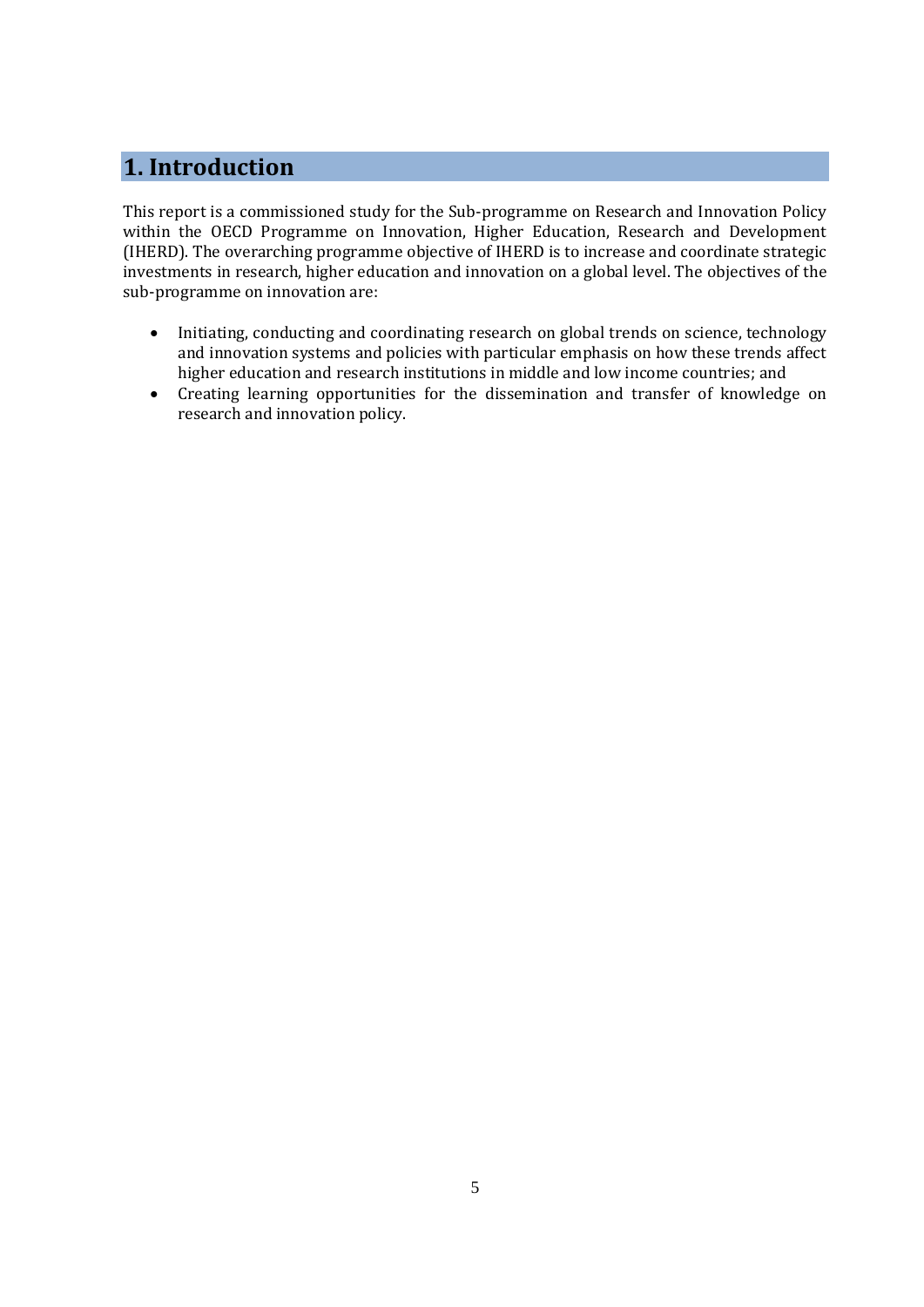# 1. Introduction

This report is a commissioned study for the Sub-programme on Research and Innovation Policy within the OECD Programme on Innovation, Higher Education, Research and Development (IHERD). The overarching programme objective of IHERD is to increase and coordinate strategic investments in research, higher education and innovation on a global level. The objectives of the sub-programme on innovation are:

- Initiating, conducting and coordinating research on global trends on science, technology and innovation systems and policies with particular emphasis on how these trends affect higher education and research institutions in middle and low income countries; and
- Creating learning opportunities for the dissemination and transfer of knowledge on research and innovation policy.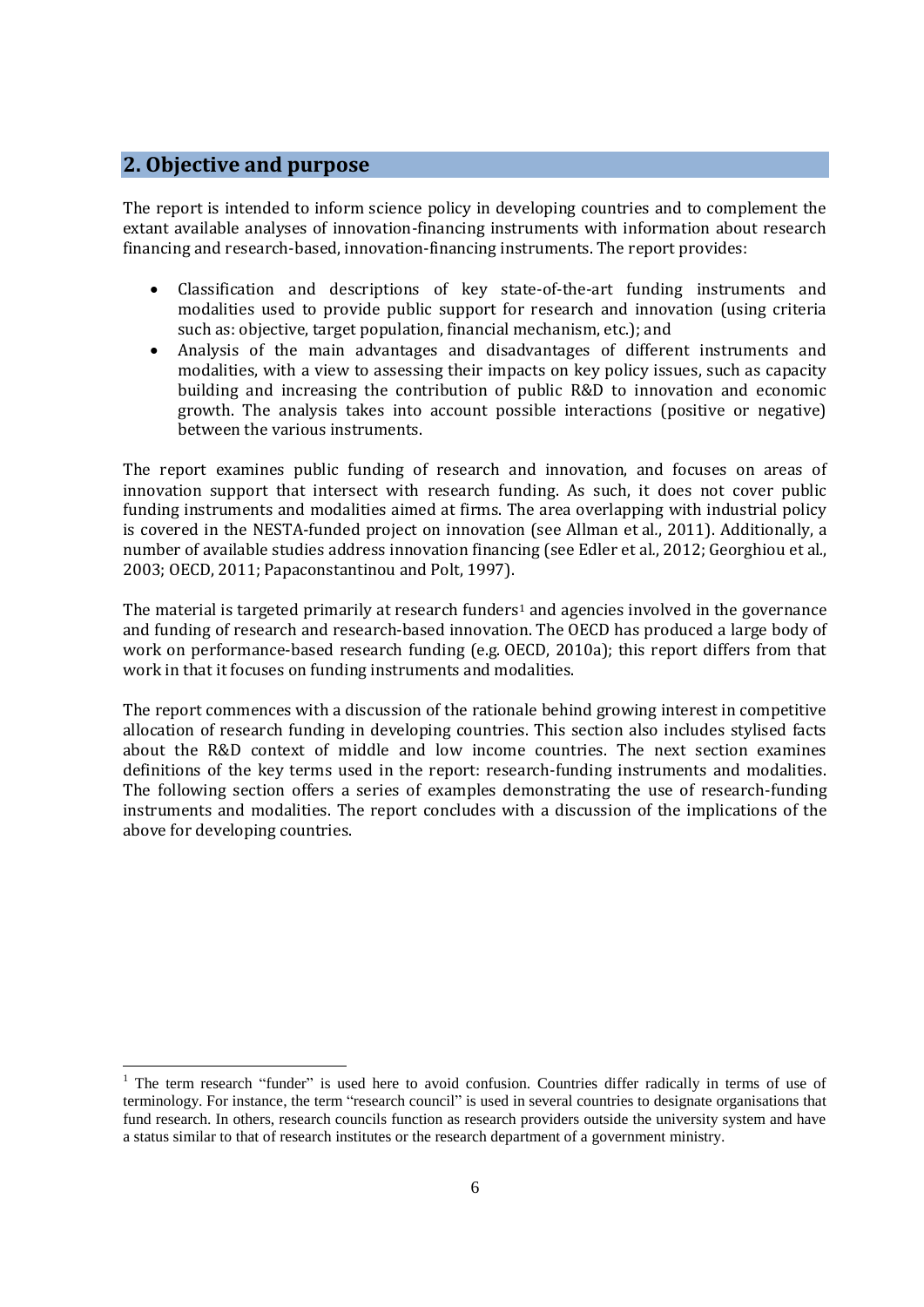## 2. Objective and purpose

The report is intended to inform science policy in developing countries and to complement the extant available analyses of innovation-financing instruments with information about research financing and research-based, innovation-financing instruments. The report provides:

- Classification and descriptions of key state-of-the-art funding instruments and modalities used to provide public support for research and innovation (using criteria such as: objective, target population, financial mechanism, etc.); and
- Analysis of the main advantages and disadvantages of different instruments and modalities, with a view to assessing their impacts on key policy issues, such as capacity building and increasing the contribution of public R&D to innovation and economic growth. The analysis takes into account possible interactions (positive or negative) between the various instruments.

The report examines public funding of research and innovation, and focuses on areas of innovation support that intersect with research funding. As such, it does not cover public funding instruments and modalities aimed at firms. The area overlapping with industrial policy is covered in the NESTA-funded project on innovation (see Allman et al., 2011). Additionally, a number of available studies address innovation financing (see Edler et al., 2012; Georghiou et al., 2003; OECD, 2011; Papaconstantinou and Polt, 1997).

The material is targeted primarily at research funders[1] and agencies involved in the governance and funding of research and research-based innovation. The OECD has produced a large body of work on performance-based research funding (e.g. OECD, 2010a); this report differs from that work in that it focuses on funding instruments and modalities.

The report commences with a discussion of the rationale behind growing interest in competitive allocation of research funding in developing countries. This section also includes stylised facts about the R&D context of middle and low income countries. The next section examines definitions of the key terms used in the report: research-funding instruments and modalities. The following section offers a series of examples demonstrating the use of research-funding instruments and modalities. The report concludes with a discussion of the implications of the above for developing countries.

[1] The term research "funder" is used here to avoid confusion. Countries differ radically in terms of use of terminology. For instance, the term "research council" is used in several countries to designate organisations that fund research. In others, research councils function as research providers outside the university system and have a status similar to that of research institutes or the research department of a government ministry.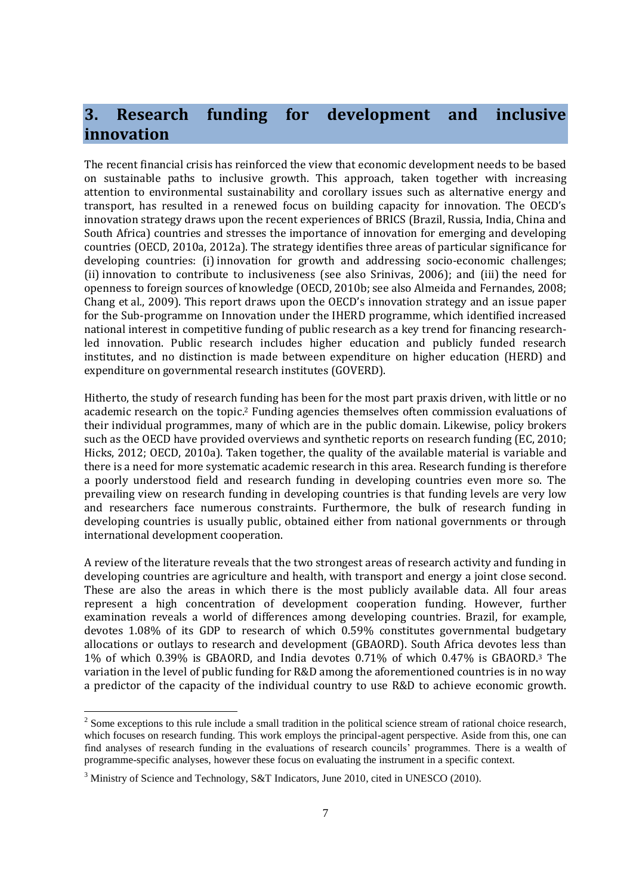## 3. Research funding for development and inclusive innovation

The recent financial crisis has reinforced the view that economic development needs to be based on sustainable paths to inclusive growth. This approach, taken together with increasing attention to environmental sustainability and corollary issues such as alternative energy and transport, has resulted in a renewed focus on building capacity for innovation. The OECD's innovation strategy draws upon the recent experiences of BRICS (Brazil, Russia, India, China and South Africa) countries and stresses the importance of innovation for emerging and developing countries (OECD, 2010a, 2012a). The strategy identifies three areas of particular significance for developing countries: (i) innovation for growth and addressing socio-economic challenges; (ii) innovation to contribute to inclusiveness (see also Srinivas, 2006); and (iii) the need for openness to foreign sources of knowledge (OECD, 2010b; see also Almeida and Fernandes, 2008; Chang et al., 2009). This report draws upon the OECD's innovation strategy and an issue paper for the Sub-programme on Innovation under the IHERD programme, which identified increased national interest in competitive funding of public research as a key trend for financing research-led innovation. Public research includes higher education and publicly funded research institutes, and no distinction is made between expenditure on higher education (HERD) and expenditure on governmental research institutes (GOVERD).

Hitherto, the study of research funding has been for the most part praxis driven, with little or no academic research on the topic.[2] Funding agencies themselves often commission evaluations of their individual programmes, many of which are in the public domain. Likewise, policy brokers such as the OECD have provided overviews and synthetic reports on research funding (EC, 2010; Hicks, 2012; OECD, 2010a). Taken together, the quality of the available material is variable and there is a need for more systematic academic research in this area. Research funding is therefore a poorly understood field and research funding in developing countries even more so. The prevailing view on research funding in developing countries is that funding levels are very low and researchers face numerous constraints. Furthermore, the bulk of research funding in developing countries is usually public, obtained either from national governments or through international development cooperation.

A review of the literature reveals that the two strongest areas of research activity and funding in developing countries are agriculture and health, with transport and energy a joint close second. These are also the areas in which there is the most publicly available data. All four areas represent a high concentration of development cooperation funding. However, further examination reveals a world of differences among developing countries. Brazil, for example, devotes 1.08% of its GDP to research of which 0.59% constitutes governmental budgetary allocations or outlays to research and development (GBAORD). South Africa devotes less than 1% of which 0.39% is GBAORD, and India devotes 0.71% of which 0.47% is GBAORD.[3] The variation in the level of public funding for R&D among the aforementioned countries is in no way a predictor of the capacity of the individual country to use R&D to achieve economic growth.

---

[2] Some exceptions to this rule include a small tradition in the political science stream of rational choice research, which focuses on research funding. This work employs the principal-agent perspective. Aside from this, one can find analyses of research funding in the evaluations of research councils' programmes. There is a wealth of programme-specific analyses, however these focus on evaluating the instrument in a specific context.

[3] Ministry of Science and Technology, S&T Indicators, June 2010, cited in UNESCO (2010).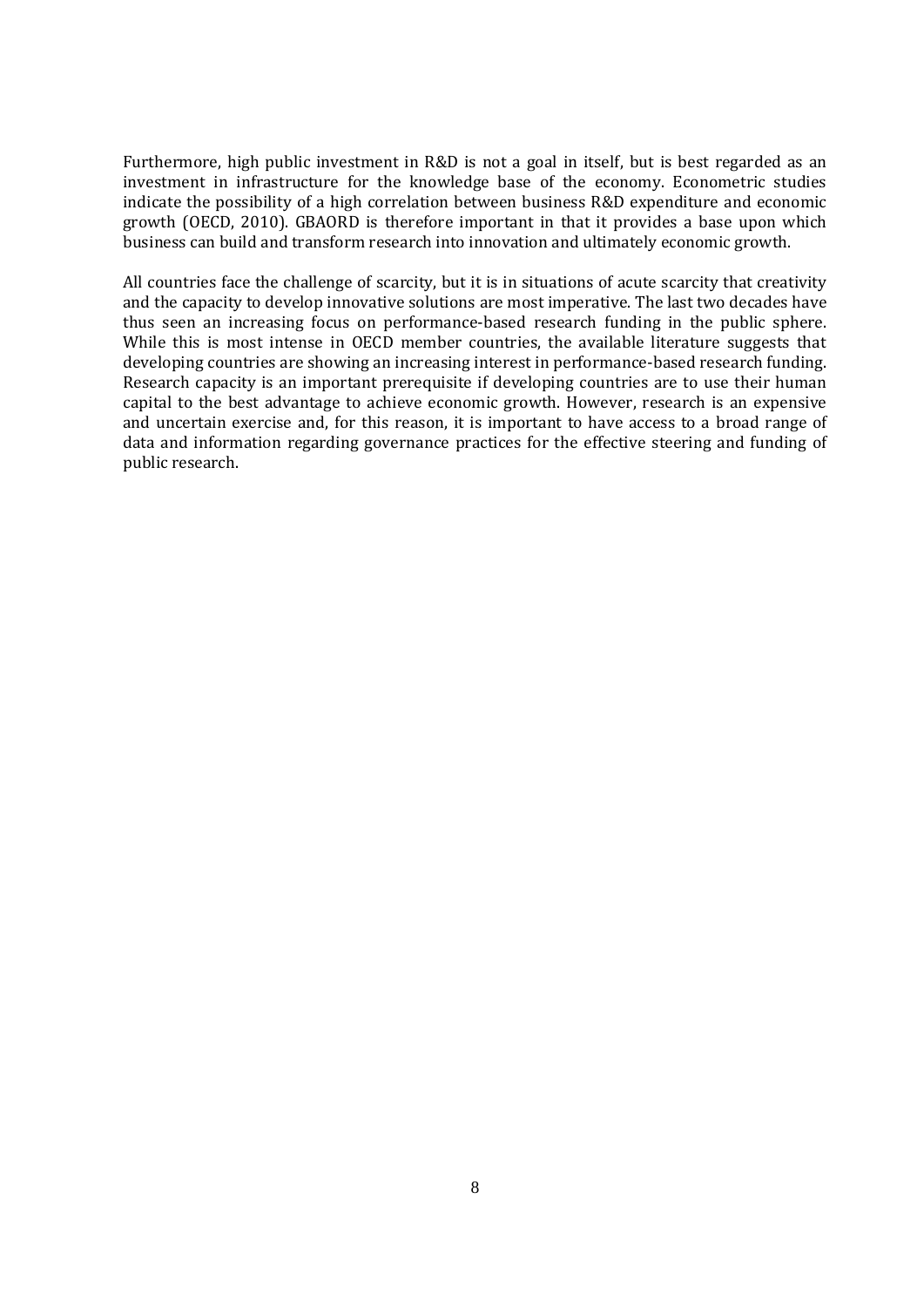Furthermore, high public investment in R&D is not a goal in itself, but is best regarded as an investment in infrastructure for the knowledge base of the economy. Econometric studies indicate the possibility of a high correlation between business R&D expenditure and economic growth (OECD, 2010). GBAORD is therefore important in that it provides a base upon which business can build and transform research into innovation and ultimately economic growth.

All countries face the challenge of scarcity, but it is in situations of acute scarcity that creativity and the capacity to develop innovative solutions are most imperative. The last two decades have thus seen an increasing focus on performance-based research funding in the public sphere. While this is most intense in OECD member countries, the available literature suggests that developing countries are showing an increasing interest in performance-based research funding. Research capacity is an important prerequisite if developing countries are to use their human capital to the best advantage to achieve economic growth. However, research is an expensive and uncertain exercise and, for this reason, it is important to have access to a broad range of data and information regarding governance practices for the effective steering and funding of public research.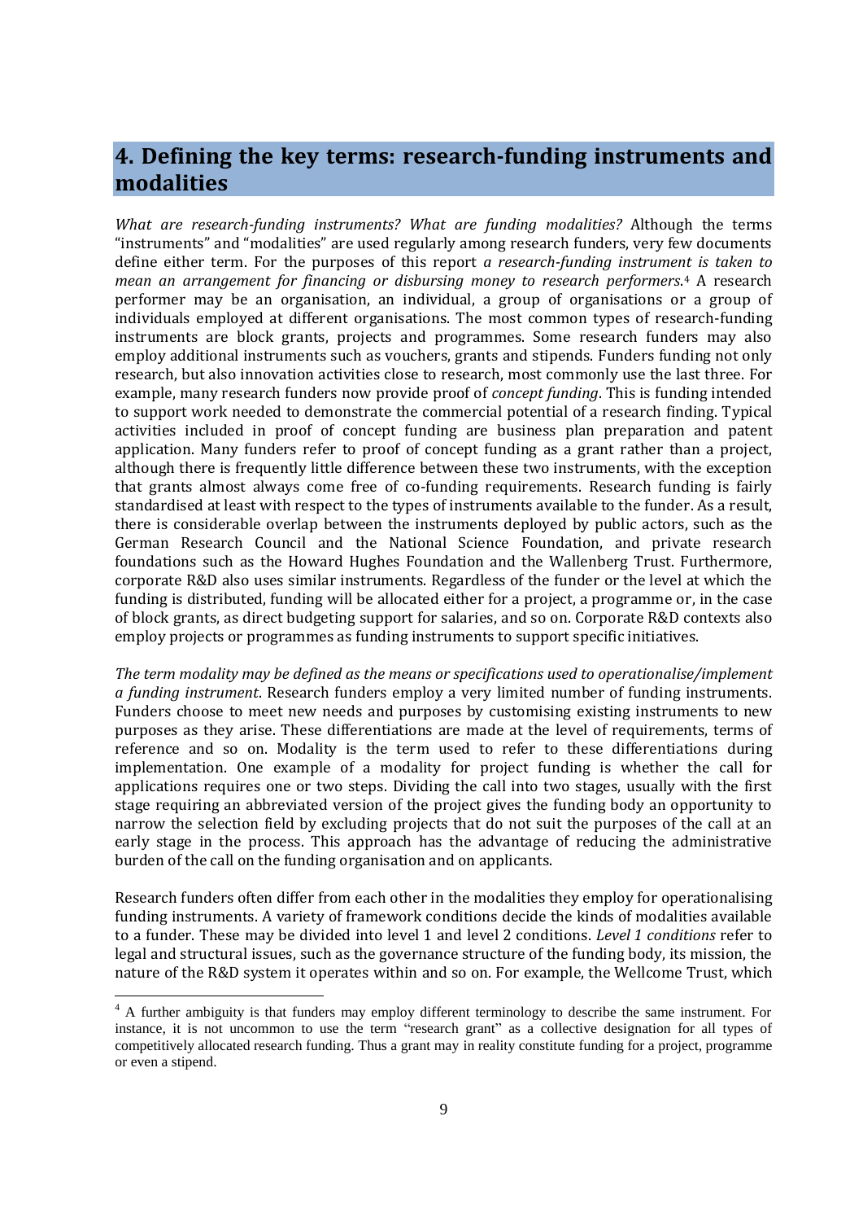# 4. Defining the key terms: research-funding instruments and modalities

*What are research-funding instruments? What are funding modalities?* Although the terms "instruments" and "modalities" are used regularly among research funders, very few documents define either term. For the purposes of this report *a research-funding instrument is taken to mean an arrangement for financing or disbursing money to research performers*.[4] A research performer may be an organisation, an individual, a group of organisations or a group of individuals employed at different organisations. The most common types of research-funding instruments are block grants, projects and programmes. Some research funders may also employ additional instruments such as vouchers, grants and stipends. Funders funding not only research, but also innovation activities close to research, most commonly use the last three. For example, many research funders now provide proof of *concept funding*. This is funding intended to support work needed to demonstrate the commercial potential of a research finding. Typical activities included in proof of concept funding are business plan preparation and patent application. Many funders refer to proof of concept funding as a grant rather than a project, although there is frequently little difference between these two instruments, with the exception that grants almost always come free of co-funding requirements. Research funding is fairly standardised at least with respect to the types of instruments available to the funder. As a result, there is considerable overlap between the instruments deployed by public actors, such as the German Research Council and the National Science Foundation, and private research foundations such as the Howard Hughes Foundation and the Wallenberg Trust. Furthermore, corporate R&D also uses similar instruments. Regardless of the funder or the level at which the funding is distributed, funding will be allocated either for a project, a programme or, in the case of block grants, as direct budgeting support for salaries, and so on. Corporate R&D contexts also employ projects or programmes as funding instruments to support specific initiatives.

*The term modality may be defined as the means or specifications used to operationalise/implement a funding instrument*. Research funders employ a very limited number of funding instruments. Funders choose to meet new needs and purposes by customising existing instruments to new purposes as they arise. These differentiations are made at the level of requirements, terms of reference and so on. Modality is the term used to refer to these differentiations during implementation. One example of a modality for project funding is whether the call for applications requires one or two steps. Dividing the call into two stages, usually with the first stage requiring an abbreviated version of the project gives the funding body an opportunity to narrow the selection field by excluding projects that do not suit the purposes of the call at an early stage in the process. This approach has the advantage of reducing the administrative burden of the call on the funding organisation and on applicants.

Research funders often differ from each other in the modalities they employ for operationalising funding instruments. A variety of framework conditions decide the kinds of modalities available to a funder. These may be divided into level 1 and level 2 conditions. *Level 1 conditions* refer to legal and structural issues, such as the governance structure of the funding body, its mission, the nature of the R&D system it operates within and so on. For example, the Wellcome Trust, which

[4] A further ambiguity is that funders may employ different terminology to describe the same instrument. For instance, it is not uncommon to use the term "research grant" as a collective designation for all types of competitively allocated research funding. Thus a grant may in reality constitute funding for a project, programme or even a stipend.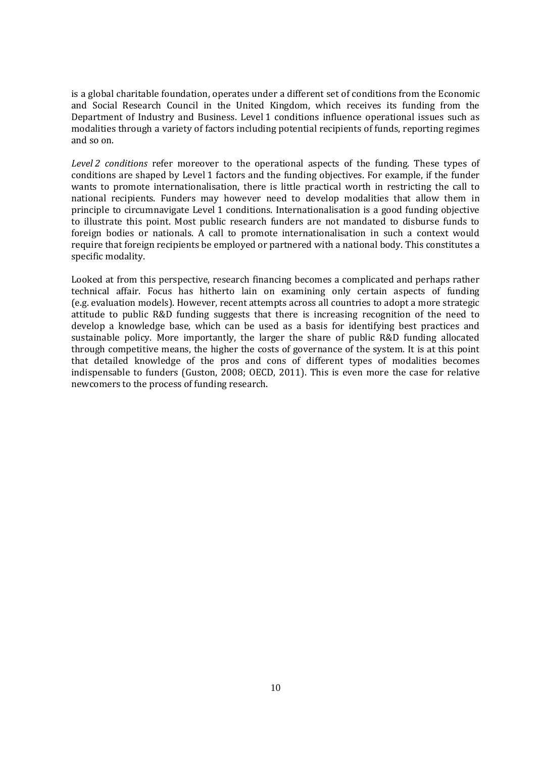is a global charitable foundation, operates under a different set of conditions from the Economic and Social Research Council in the United Kingdom, which receives its funding from the Department of Industry and Business. Level 1 conditions influence operational issues such as modalities through a variety of factors including potential recipients of funds, reporting regimes and so on.

*Level 2 conditions* refer moreover to the operational aspects of the funding. These types of conditions are shaped by Level 1 factors and the funding objectives. For example, if the funder wants to promote internationalisation, there is little practical worth in restricting the call to national recipients. Funders may however need to develop modalities that allow them in principle to circumnavigate Level 1 conditions. Internationalisation is a good funding objective to illustrate this point. Most public research funders are not mandated to disburse funds to foreign bodies or nationals. A call to promote internationalisation in such a context would require that foreign recipients be employed or partnered with a national body. This constitutes a specific modality.

Looked at from this perspective, research financing becomes a complicated and perhaps rather technical affair. Focus has hitherto lain on examining only certain aspects of funding (e.g. evaluation models). However, recent attempts across all countries to adopt a more strategic attitude to public R&D funding suggests that there is increasing recognition of the need to develop a knowledge base, which can be used as a basis for identifying best practices and sustainable policy. More importantly, the larger the share of public R&D funding allocated through competitive means, the higher the costs of governance of the system. It is at this point that detailed knowledge of the pros and cons of different types of modalities becomes indispensable to funders (Guston, 2008; OECD, 2011). This is even more the case for relative newcomers to the process of funding research.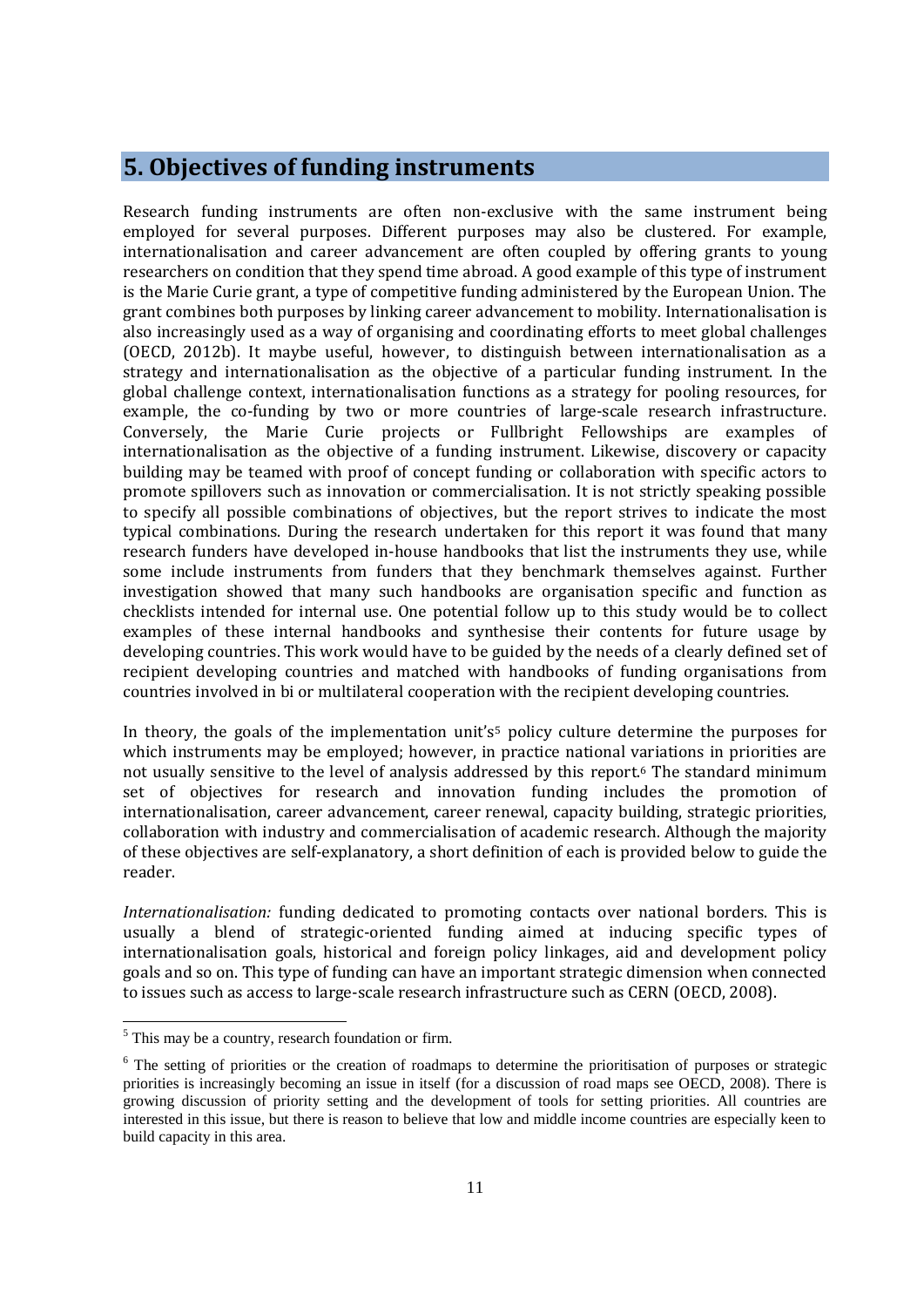## 5. Objectives of funding instruments

Research funding instruments are often non-exclusive with the same instrument being employed for several purposes. Different purposes may also be clustered. For example, internationalisation and career advancement are often coupled by offering grants to young researchers on condition that they spend time abroad. A good example of this type of instrument is the Marie Curie grant, a type of competitive funding administered by the European Union. The grant combines both purposes by linking career advancement to mobility. Internationalisation is also increasingly used as a way of organising and coordinating efforts to meet global challenges (OECD, 2012b). It maybe useful, however, to distinguish between internationalisation as a strategy and internationalisation as the objective of a particular funding instrument. In the global challenge context, internationalisation functions as a strategy for pooling resources, for example, the co-funding by two or more countries of large-scale research infrastructure. Conversely, the Marie Curie projects or Fullbright Fellowships are examples of internationalisation as the objective of a funding instrument. Likewise, discovery or capacity building may be teamed with proof of concept funding or collaboration with specific actors to promote spillovers such as innovation or commercialisation. It is not strictly speaking possible to specify all possible combinations of objectives, but the report strives to indicate the most typical combinations. During the research undertaken for this report it was found that many research funders have developed in-house handbooks that list the instruments they use, while some include instruments from funders that they benchmark themselves against. Further investigation showed that many such handbooks are organisation specific and function as checklists intended for internal use. One potential follow up to this study would be to collect examples of these internal handbooks and synthesise their contents for future usage by developing countries. This work would have to be guided by the needs of a clearly defined set of recipient developing countries and matched with handbooks of funding organisations from countries involved in bi or multilateral cooperation with the recipient developing countries.

In theory, the goals of the implementation unit's[5] policy culture determine the purposes for which instruments may be employed; however, in practice national variations in priorities are not usually sensitive to the level of analysis addressed by this report.[6] The standard minimum set of objectives for research and innovation funding includes the promotion of internationalisation, career advancement, career renewal, capacity building, strategic priorities, collaboration with industry and commercialisation of academic research. Although the majority of these objectives are self-explanatory, a short definition of each is provided below to guide the reader.

*Internationalisation:* funding dedicated to promoting contacts over national borders. This is usually a blend of strategic-oriented funding aimed at inducing specific types of internationalisation goals, historical and foreign policy linkages, aid and development policy goals and so on. This type of funding can have an important strategic dimension when connected to issues such as access to large-scale research infrastructure such as CERN (OECD, 2008).

---

[5] This may be a country, research foundation or firm.

[6] The setting of priorities or the creation of roadmaps to determine the prioritisation of purposes or strategic priorities is increasingly becoming an issue in itself (for a discussion of road maps see OECD, 2008). There is growing discussion of priority setting and the development of tools for setting priorities. All countries are interested in this issue, but there is reason to believe that low and middle income countries are especially keen to build capacity in this area.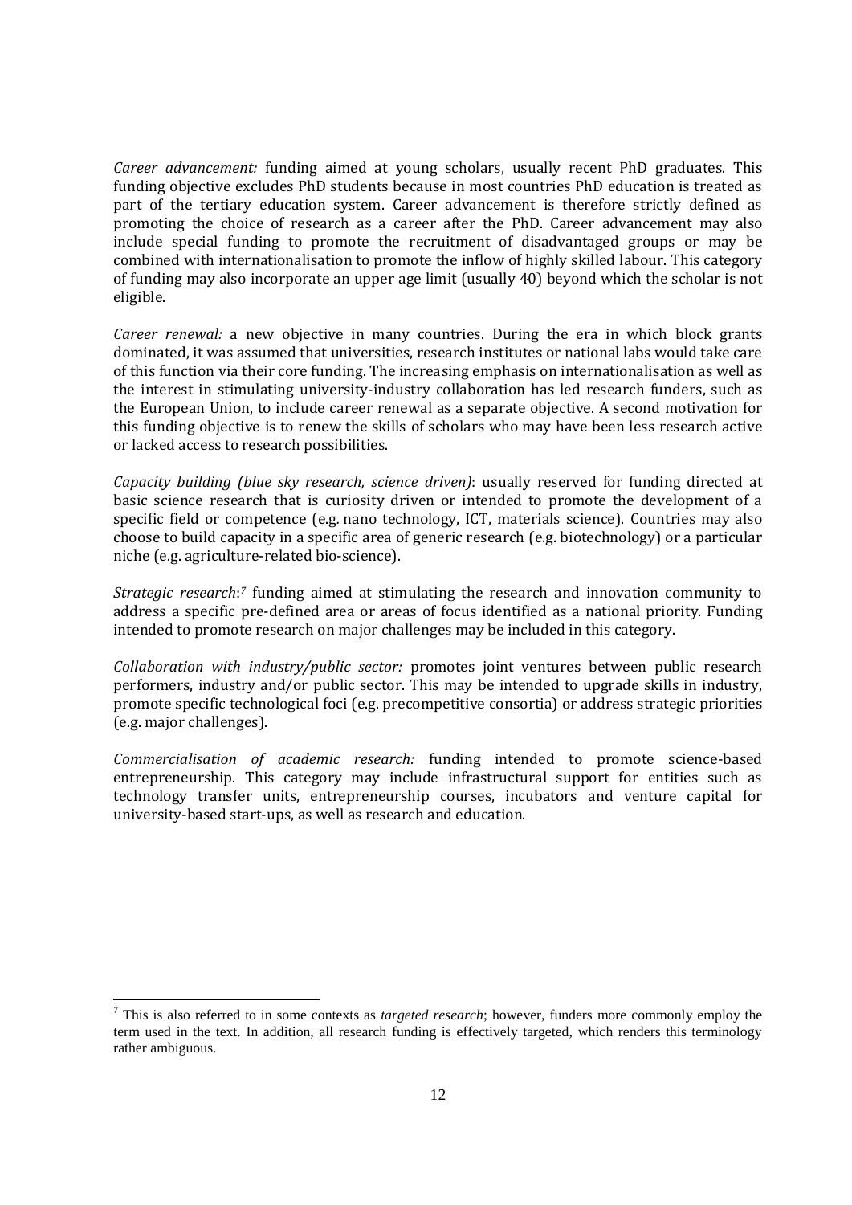*Career advancement:* funding aimed at young scholars, usually recent PhD graduates. This funding objective excludes PhD students because in most countries PhD education is treated as part of the tertiary education system. Career advancement is therefore strictly defined as promoting the choice of research as a career after the PhD. Career advancement may also include special funding to promote the recruitment of disadvantaged groups or may be combined with internationalisation to promote the inflow of highly skilled labour. This category of funding may also incorporate an upper age limit (usually 40) beyond which the scholar is not eligible.

*Career renewal:* a new objective in many countries. During the era in which block grants dominated, it was assumed that universities, research institutes or national labs would take care of this function via their core funding. The increasing emphasis on internationalisation as well as the interest in stimulating university-industry collaboration has led research funders, such as the European Union, to include career renewal as a separate objective. A second motivation for this funding objective is to renew the skills of scholars who may have been less research active or lacked access to research possibilities.

*Capacity building (blue sky research, science driven)*: usually reserved for funding directed at basic science research that is curiosity driven or intended to promote the development of a specific field or competence (e.g. nano technology, ICT, materials science). Countries may also choose to build capacity in a specific area of generic research (e.g. biotechnology) or a particular niche (e.g. agriculture-related bio-science).

*Strategic research*:[7] funding aimed at stimulating the research and innovation community to address a specific pre-defined area or areas of focus identified as a national priority. Funding intended to promote research on major challenges may be included in this category.

*Collaboration with industry/public sector:* promotes joint ventures between public research performers, industry and/or public sector. This may be intended to upgrade skills in industry, promote specific technological foci (e.g. precompetitive consortia) or address strategic priorities (e.g. major challenges).

*Commercialisation of academic research:* funding intended to promote science-based entrepreneurship. This category may include infrastructural support for entities such as technology transfer units, entrepreneurship courses, incubators and venture capital for university-based start-ups, as well as research and education.

---

[7] This is also referred to in some contexts as *targeted research*; however, funders more commonly employ the term used in the text. In addition, all research funding is effectively targeted, which renders this terminology rather ambiguous.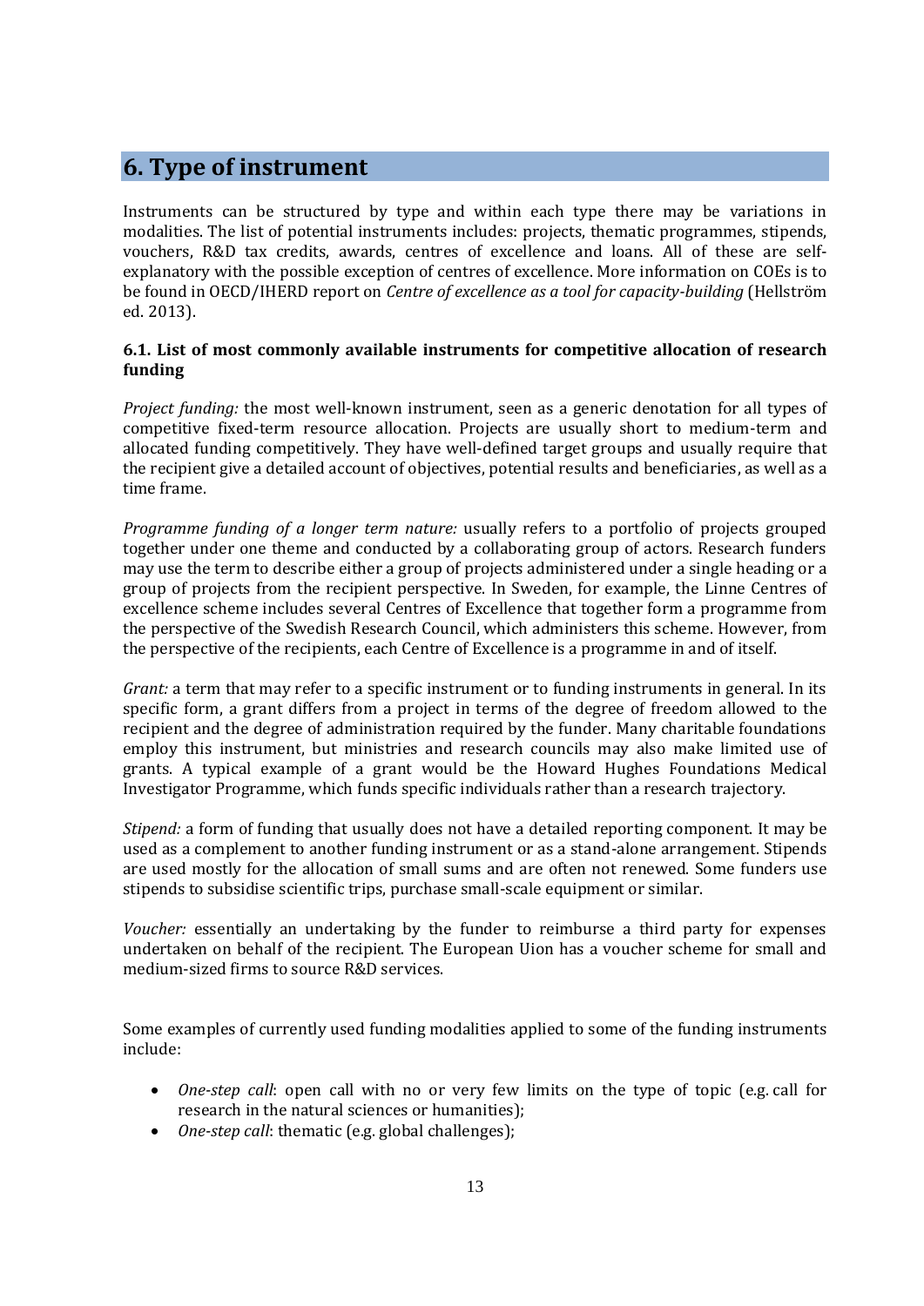# 6. Type of instrument

Instruments can be structured by type and within each type there may be variations in modalities. The list of potential instruments includes: projects, thematic programmes, stipends, vouchers, R&D tax credits, awards, centres of excellence and loans. All of these are self-explanatory with the possible exception of centres of excellence. More information on COEs is to be found in OECD/IHERD report on *Centre of excellence as a tool for capacity-building* (Hellström ed. 2013).

### 6.1. List of most commonly available instruments for competitive allocation of research funding

*Project funding:* the most well-known instrument, seen as a generic denotation for all types of competitive fixed-term resource allocation. Projects are usually short to medium-term and allocated funding competitively. They have well-defined target groups and usually require that the recipient give a detailed account of objectives, potential results and beneficiaries, as well as a time frame.

*Programme funding of a longer term nature:* usually refers to a portfolio of projects grouped together under one theme and conducted by a collaborating group of actors. Research funders may use the term to describe either a group of projects administered under a single heading or a group of projects from the recipient perspective. In Sweden, for example, the Linne Centres of excellence scheme includes several Centres of Excellence that together form a programme from the perspective of the Swedish Research Council, which administers this scheme. However, from the perspective of the recipients, each Centre of Excellence is a programme in and of itself.

*Grant:* a term that may refer to a specific instrument or to funding instruments in general. In its specific form, a grant differs from a project in terms of the degree of freedom allowed to the recipient and the degree of administration required by the funder. Many charitable foundations employ this instrument, but ministries and research councils may also make limited use of grants. A typical example of a grant would be the Howard Hughes Foundations Medical Investigator Programme, which funds specific individuals rather than a research trajectory.

*Stipend:* a form of funding that usually does not have a detailed reporting component. It may be used as a complement to another funding instrument or as a stand-alone arrangement. Stipends are used mostly for the allocation of small sums and are often not renewed. Some funders use stipends to subsidise scientific trips, purchase small-scale equipment or similar.

*Voucher:* essentially an undertaking by the funder to reimburse a third party for expenses undertaken on behalf of the recipient. The European Uion has a voucher scheme for small and medium-sized firms to source R&D services.

Some examples of currently used funding modalities applied to some of the funding instruments include:

- *One-step call*: open call with no or very few limits on the type of topic (e.g. call for research in the natural sciences or humanities);
- *One-step call*: thematic (e.g. global challenges);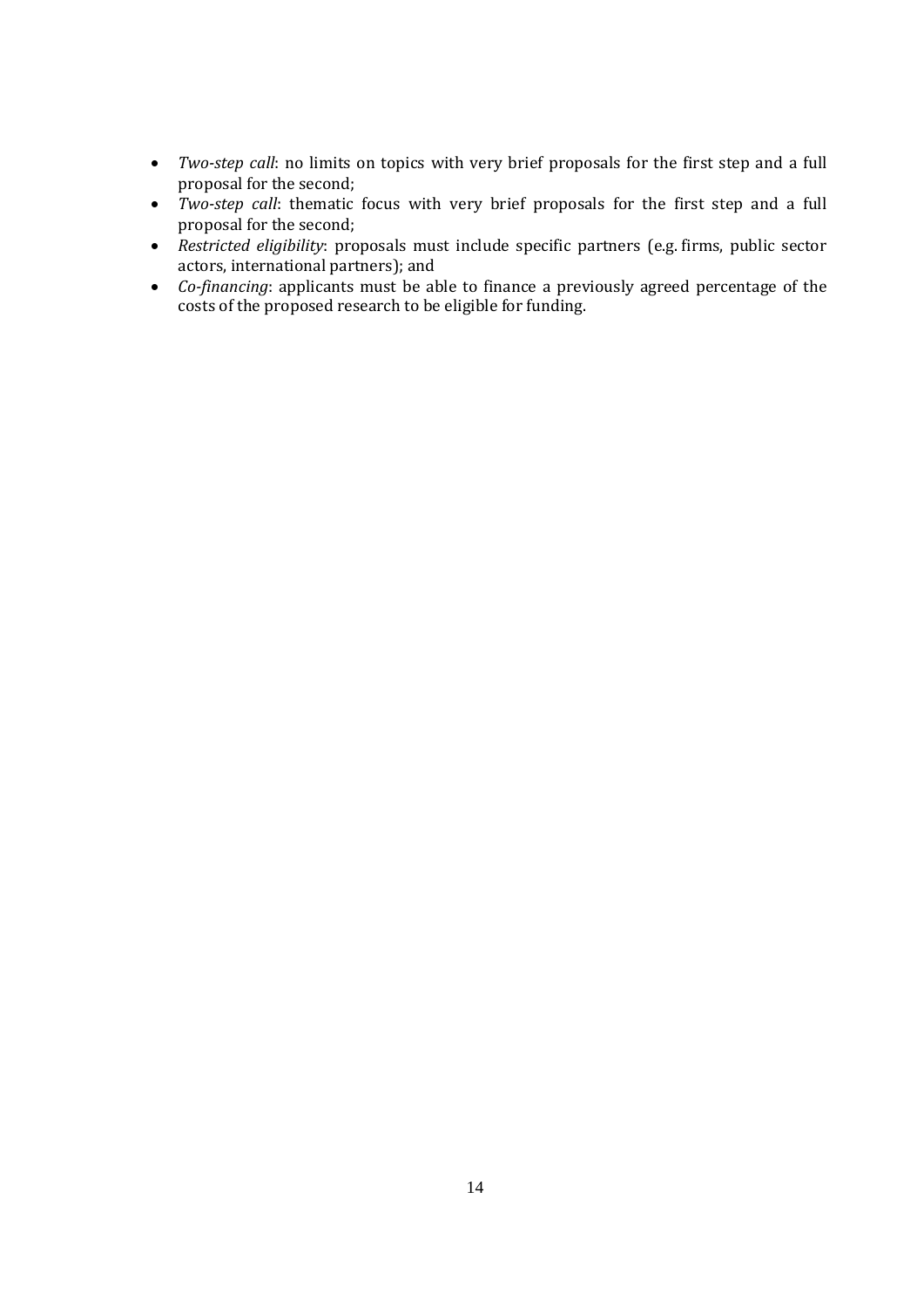- *Two-step call*: no limits on topics with very brief proposals for the first step and a full proposal for the second;
- *Two-step call*: thematic focus with very brief proposals for the first step and a full proposal for the second;
- *Restricted eligibility*: proposals must include specific partners (e.g. firms, public sector actors, international partners); and
- *Co-financing*: applicants must be able to finance a previously agreed percentage of the costs of the proposed research to be eligible for funding.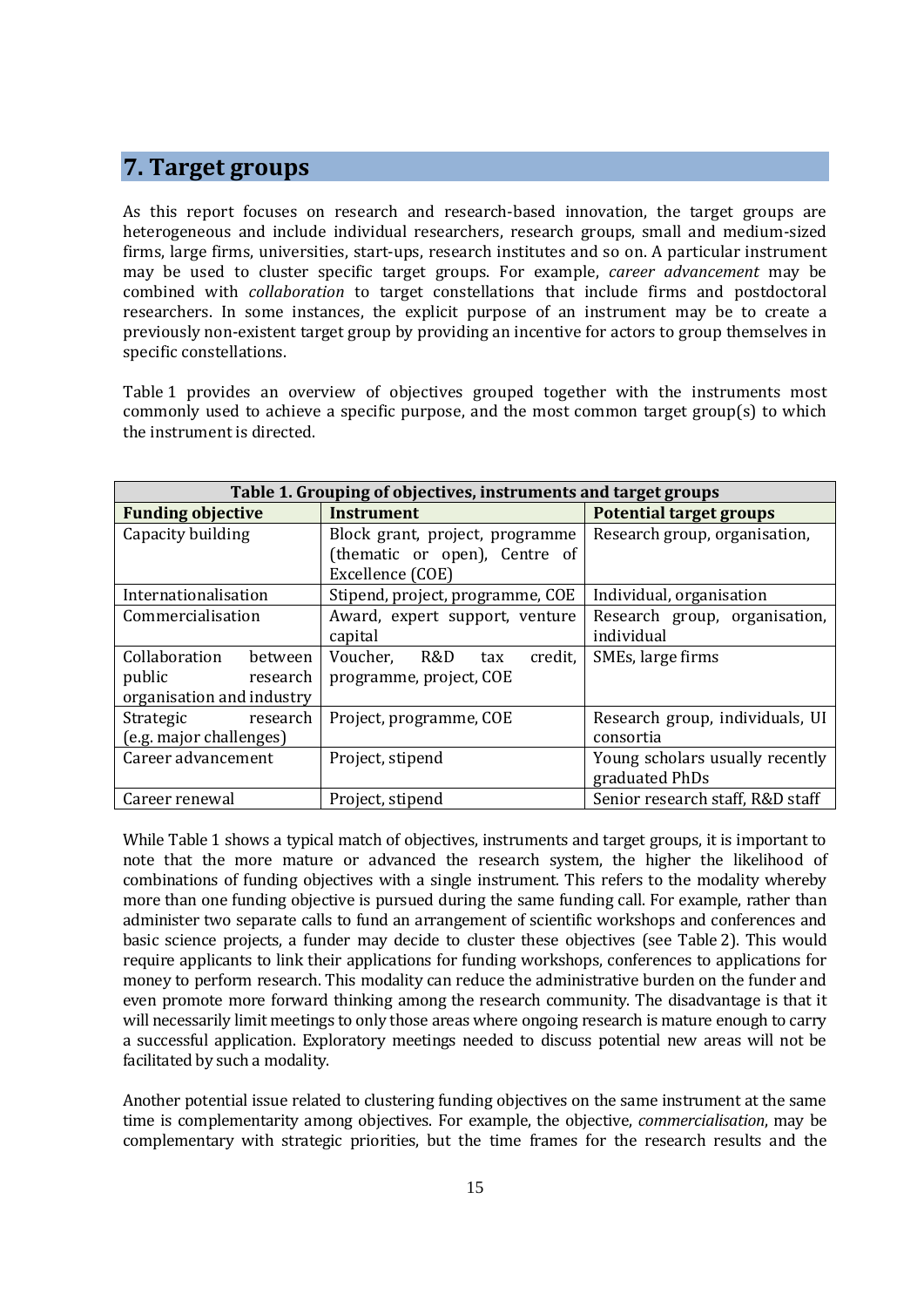# 7. Target groups

As this report focuses on research and research-based innovation, the target groups are heterogeneous and include individual researchers, research groups, small and medium-sized firms, large firms, universities, start-ups, research institutes and so on. A particular instrument may be used to cluster specific target groups. For example, *career advancement* may be combined with *collaboration* to target constellations that include firms and postdoctoral researchers. In some instances, the explicit purpose of an instrument may be to create a previously non-existent target group by providing an incentive for actors to group themselves in specific constellations.

Table 1 provides an overview of objectives grouped together with the instruments most commonly used to achieve a specific purpose, and the most common target group(s) to which the instrument is directed.

**Table 1. Grouping of objectives, instruments and target groups**

| Funding objective | Instrument | Potential target groups |
|---|---|---|
| Capacity building | Block grant, project, programme (thematic or open), Centre of Excellence (COE) | Research group, organisation, |
| Internationalisation | Stipend, project, programme, COE | Individual, organisation |
| Commercialisation | Award, expert support, venture capital | Research group, organisation, individual |
| Collaboration between public research organisation and industry | Voucher, R&D tax credit, programme, project, COE | SMEs, large firms |
| Strategic research (e.g. major challenges) | Project, programme, COE | Research group, individuals, UI consortia |
| Career advancement | Project, stipend | Young scholars usually recently graduated PhDs |
| Career renewal | Project, stipend | Senior research staff, R&D staff |

While Table 1 shows a typical match of objectives, instruments and target groups, it is important to note that the more mature or advanced the research system, the higher the likelihood of combinations of funding objectives with a single instrument. This refers to the modality whereby more than one funding objective is pursued during the same funding call. For example, rather than administer two separate calls to fund an arrangement of scientific workshops and conferences and basic science projects, a funder may decide to cluster these objectives (see Table 2). This would require applicants to link their applications for funding workshops, conferences to applications for money to perform research. This modality can reduce the administrative burden on the funder and even promote more forward thinking among the research community. The disadvantage is that it will necessarily limit meetings to only those areas where ongoing research is mature enough to carry a successful application. Exploratory meetings needed to discuss potential new areas will not be facilitated by such a modality.

Another potential issue related to clustering funding objectives on the same instrument at the same time is complementarity among objectives. For example, the objective, *commercialisation*, may be complementary with strategic priorities, but the time frames for the research results and the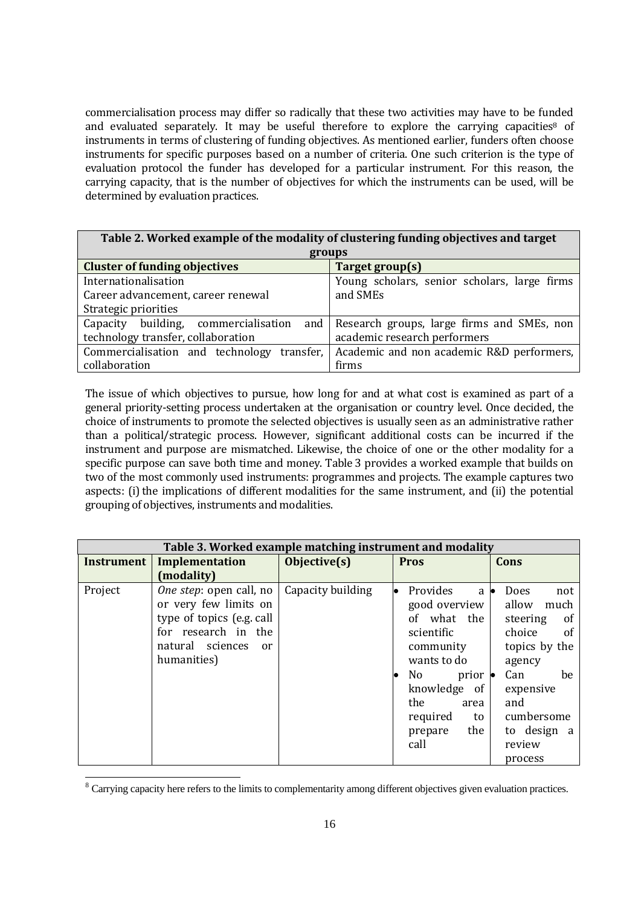commercialisation process may differ so radically that these two activities may have to be funded and evaluated separately. It may be useful therefore to explore the carrying capacities[8] of instruments in terms of clustering of funding objectives. As mentioned earlier, funders often choose instruments for specific purposes based on a number of criteria. One such criterion is the type of evaluation protocol the funder has developed for a particular instrument. For this reason, the carrying capacity, that is the number of objectives for which the instruments can be used, will be determined by evaluation practices.

| Table 2. Worked example of the modality of clustering funding objectives and target groups | |
|---|---|
| **Cluster of funding objectives** | **Target group(s)** |
| Internationalisation<br>Career advancement, career renewal<br>Strategic priorities | Young scholars, senior scholars, large firms and SMEs |
| Capacity building, commercialisation and technology transfer, collaboration | Research groups, large firms and SMEs, non academic research performers |
| Commercialisation and technology transfer, collaboration | Academic and non academic R&D performers, firms |

The issue of which objectives to pursue, how long for and at what cost is examined as part of a general priority-setting process undertaken at the organisation or country level. Once decided, the choice of instruments to promote the selected objectives is usually seen as an administrative rather than a political/strategic process. However, significant additional costs can be incurred if the instrument and purpose are mismatched. Likewise, the choice of one or the other modality for a specific purpose can save both time and money. Table 3 provides a worked example that builds on two of the most commonly used instruments: programmes and projects. The example captures two aspects: (i) the implications of different modalities for the same instrument, and (ii) the potential grouping of objectives, instruments and modalities.

| Table 3. Worked example matching instrument and modality | | | | |
|---|---|---|---|---|
| **Instrument** | **Implementation (modality)** | **Objective(s)** | **Pros** | **Cons** |
| Project | *One step*: open call, no or very few limits on type of topics (e.g. call for research in the natural sciences or humanities) | Capacity building | • Provides a good overview of what the scientific community wants to do<br>• No prior knowledge of the area required to prepare the call | • Does not allow much steering of choice of topics by the agency<br>• Can be expensive and cumbersome to design a review process |

[8] Carrying capacity here refers to the limits to complementarity among different objectives given evaluation practices.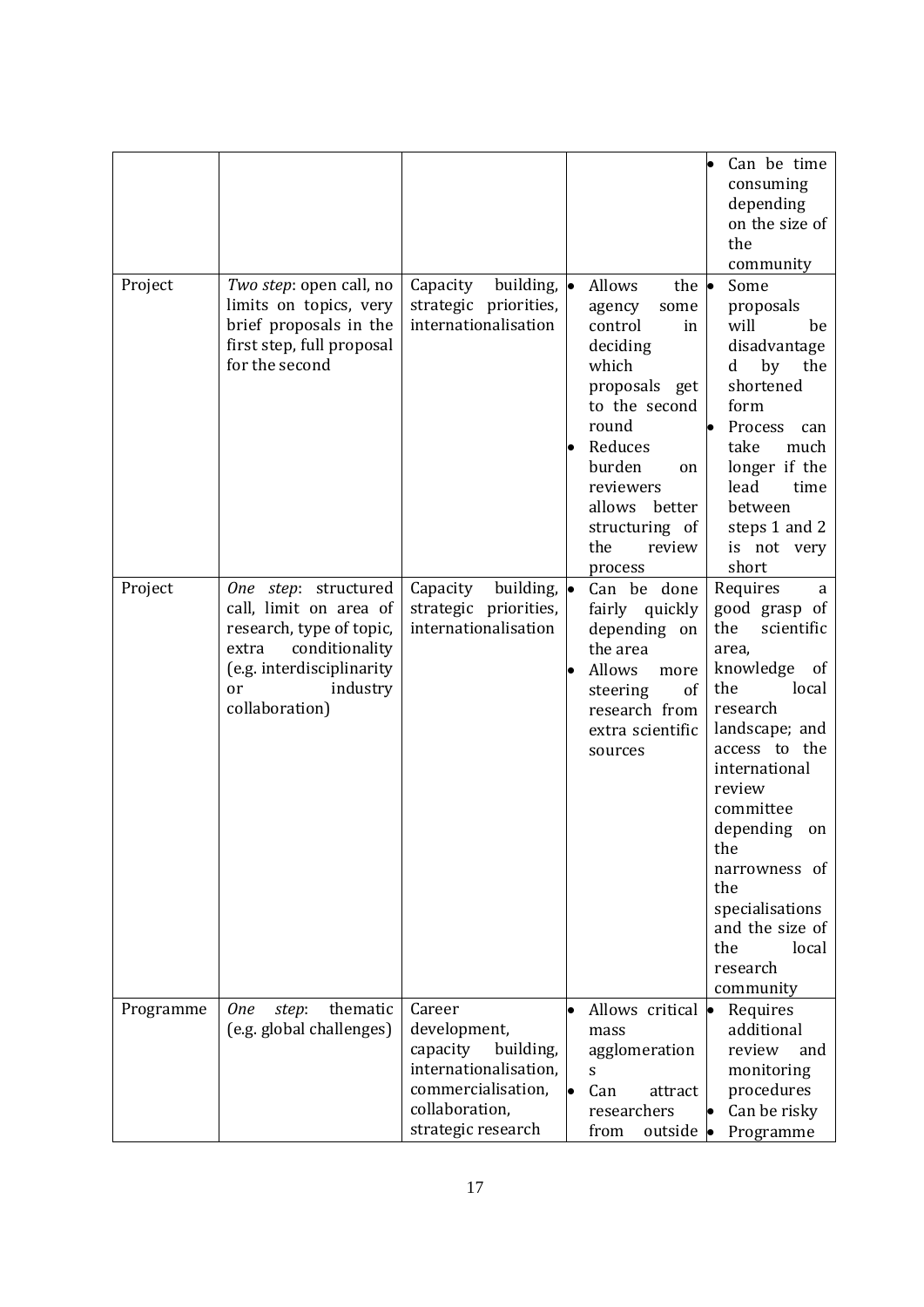| | | | | |
|---|---|---|---|---|
| | | | | • Can be time consuming depending on the size of the community |
| Project | *Two step*: open call, no limits on topics, very brief proposals in the first step, full proposal for the second | Capacity building, strategic priorities, internationalisation | • Allows the agency some control in deciding which proposals get to the second round<br>• Reduces burden on reviewers allows better structuring of the review process | • Some proposals will be disadvantaged by the shortened form<br>• Process can take much longer if the lead time between steps 1 and 2 is not very short |
| Project | *One step*: structured call, limit on area of research, type of topic, extra conditionality (e.g. interdisciplinarity or industry collaboration) | Capacity building, strategic priorities, internationalisation | • Can be done fairly quickly depending on the area<br>• Allows more steering of research from extra scientific sources | Requires a good grasp of the scientific area, knowledge of the local research landscape; and access to the international review committee depending on the narrowness of the specialisations and the size of the local research community |
| Programme | *One step*: thematic (e.g. global challenges) | Career development, capacity building, internationalisation, commercialisation, collaboration, strategic research | • Allows critical mass agglomerations<br>• Can attract researchers from outside | • Requires additional review and monitoring procedures<br>• Can be risky<br>• Programme |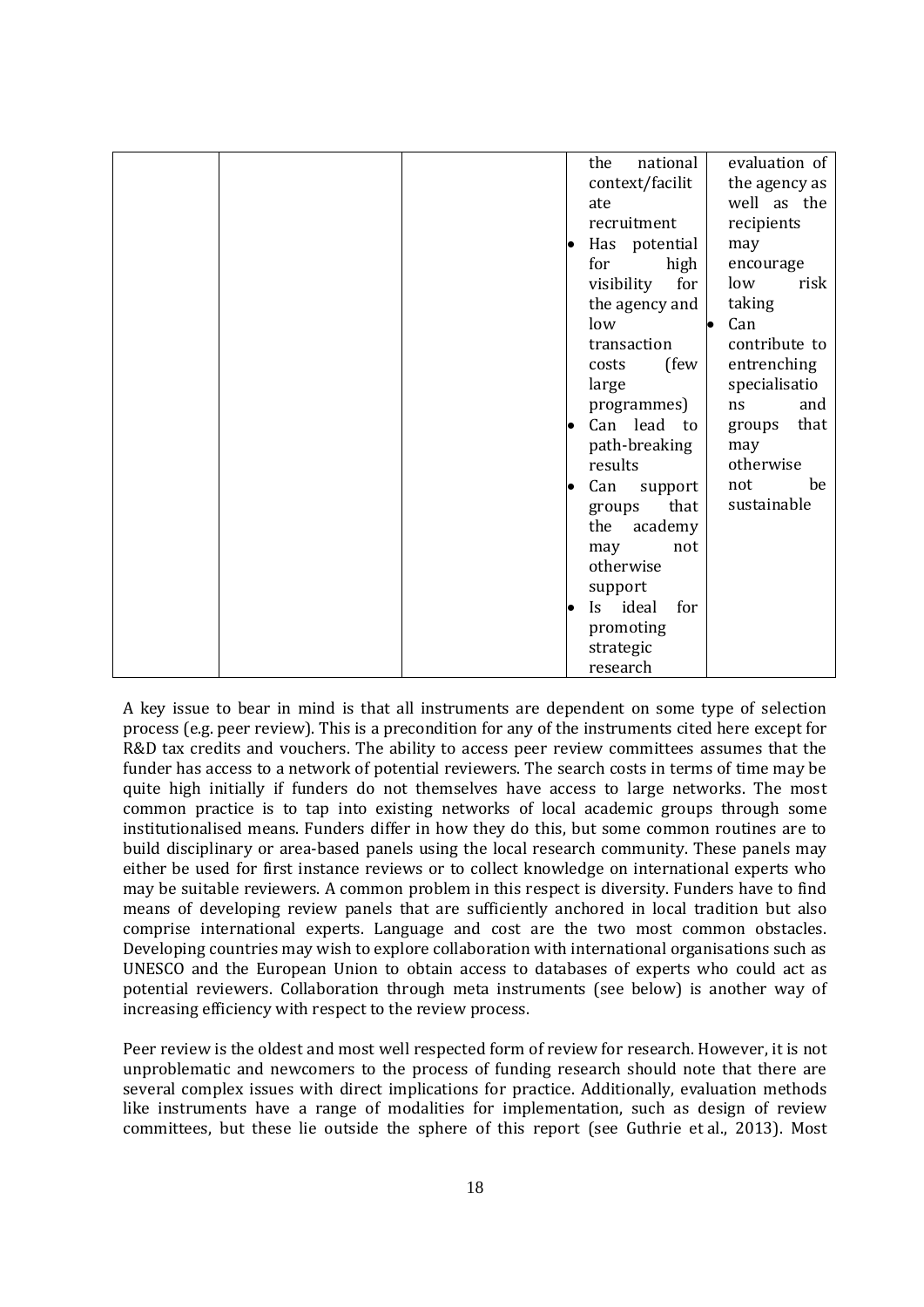|  |  |  | the national context/facilitate recruitment<br>• Has potential for high visibility for the agency and low transaction costs (few large programmes)<br>• Can lead to path-breaking results<br>• Can support groups that the academy may not otherwise support<br>• Is ideal for promoting strategic research | evaluation of the agency as well as the recipients may encourage low risk taking<br>• Can contribute to entrenching specialisations and groups that may otherwise not be sustainable |
|---|---|---|---|---|

A key issue to bear in mind is that all instruments are dependent on some type of selection process (e.g. peer review). This is a precondition for any of the instruments cited here except for R&D tax credits and vouchers. The ability to access peer review committees assumes that the funder has access to a network of potential reviewers. The search costs in terms of time may be quite high initially if funders do not themselves have access to large networks. The most common practice is to tap into existing networks of local academic groups through some institutionalised means. Funders differ in how they do this, but some common routines are to build disciplinary or area-based panels using the local research community. These panels may either be used for first instance reviews or to collect knowledge on international experts who may be suitable reviewers. A common problem in this respect is diversity. Funders have to find means of developing review panels that are sufficiently anchored in local tradition but also comprise international experts. Language and cost are the two most common obstacles. Developing countries may wish to explore collaboration with international organisations such as UNESCO and the European Union to obtain access to databases of experts who could act as potential reviewers. Collaboration through meta instruments (see below) is another way of increasing efficiency with respect to the review process.

Peer review is the oldest and most well respected form of review for research. However, it is not unproblematic and newcomers to the process of funding research should note that there are several complex issues with direct implications for practice. Additionally, evaluation methods like instruments have a range of modalities for implementation, such as design of review committees, but these lie outside the sphere of this report (see Guthrie et al., 2013). Most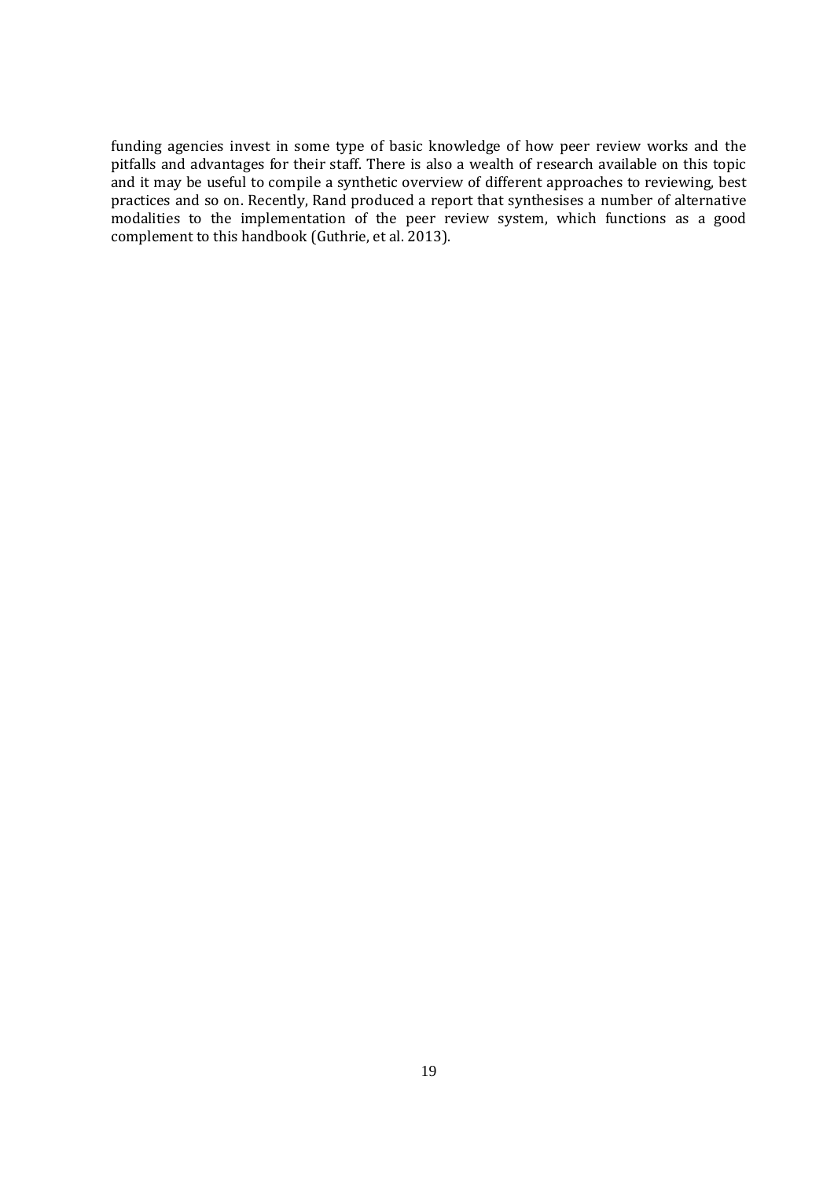funding agencies invest in some type of basic knowledge of how peer review works and the pitfalls and advantages for their staff. There is also a wealth of research available on this topic and it may be useful to compile a synthetic overview of different approaches to reviewing, best practices and so on. Recently, Rand produced a report that synthesises a number of alternative modalities to the implementation of the peer review system, which functions as a good complement to this handbook (Guthrie, et al. 2013).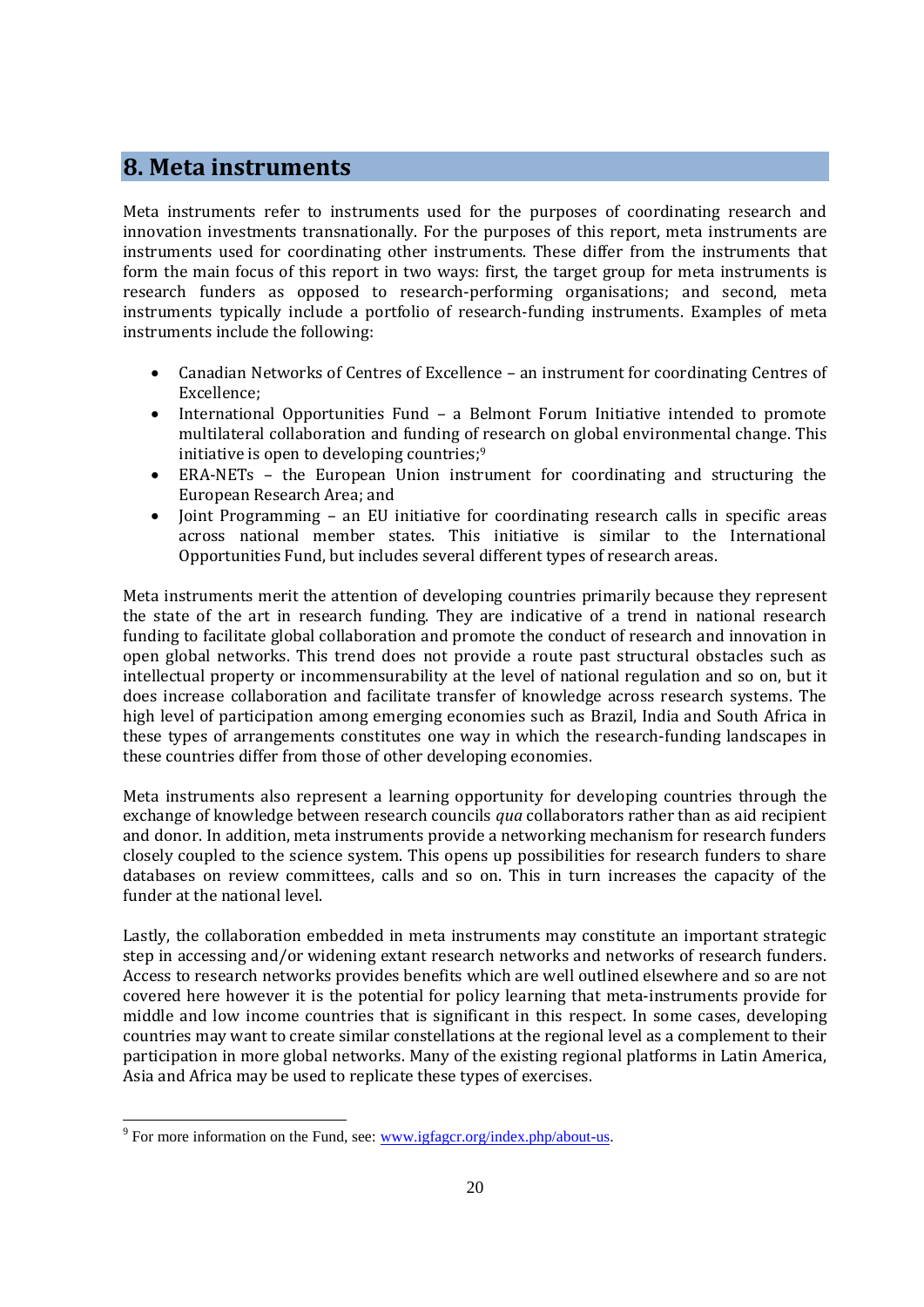# 8. Meta instruments

Meta instruments refer to instruments used for the purposes of coordinating research and innovation investments transnationally. For the purposes of this report, meta instruments are instruments used for coordinating other instruments. These differ from the instruments that form the main focus of this report in two ways: first, the target group for meta instruments is research funders as opposed to research-performing organisations; and second, meta instruments typically include a portfolio of research-funding instruments. Examples of meta instruments include the following:

- Canadian Networks of Centres of Excellence – an instrument for coordinating Centres of Excellence;
- International Opportunities Fund – a Belmont Forum Initiative intended to promote multilateral collaboration and funding of research on global environmental change. This initiative is open to developing countries;[9]
- ERA-NETs – the European Union instrument for coordinating and structuring the European Research Area; and
- Joint Programming – an EU initiative for coordinating research calls in specific areas across national member states. This initiative is similar to the International Opportunities Fund, but includes several different types of research areas.

Meta instruments merit the attention of developing countries primarily because they represent the state of the art in research funding. They are indicative of a trend in national research funding to facilitate global collaboration and promote the conduct of research and innovation in open global networks. This trend does not provide a route past structural obstacles such as intellectual property or incommensurability at the level of national regulation and so on, but it does increase collaboration and facilitate transfer of knowledge across research systems. The high level of participation among emerging economies such as Brazil, India and South Africa in these types of arrangements constitutes one way in which the research-funding landscapes in these countries differ from those of other developing economies.

Meta instruments also represent a learning opportunity for developing countries through the exchange of knowledge between research councils *qua* collaborators rather than as aid recipient and donor. In addition, meta instruments provide a networking mechanism for research funders closely coupled to the science system. This opens up possibilities for research funders to share databases on review committees, calls and so on. This in turn increases the capacity of the funder at the national level.

Lastly, the collaboration embedded in meta instruments may constitute an important strategic step in accessing and/or widening extant research networks and networks of research funders. Access to research networks provides benefits which are well outlined elsewhere and so are not covered here however it is the potential for policy learning that meta-instruments provide for middle and low income countries that is significant in this respect. In some cases, developing countries may want to create similar constellations at the regional level as a complement to their participation in more global networks. Many of the existing regional platforms in Latin America, Asia and Africa may be used to replicate these types of exercises.

[9] For more information on the Fund, see: www.igfagcr.org/index.php/about-us.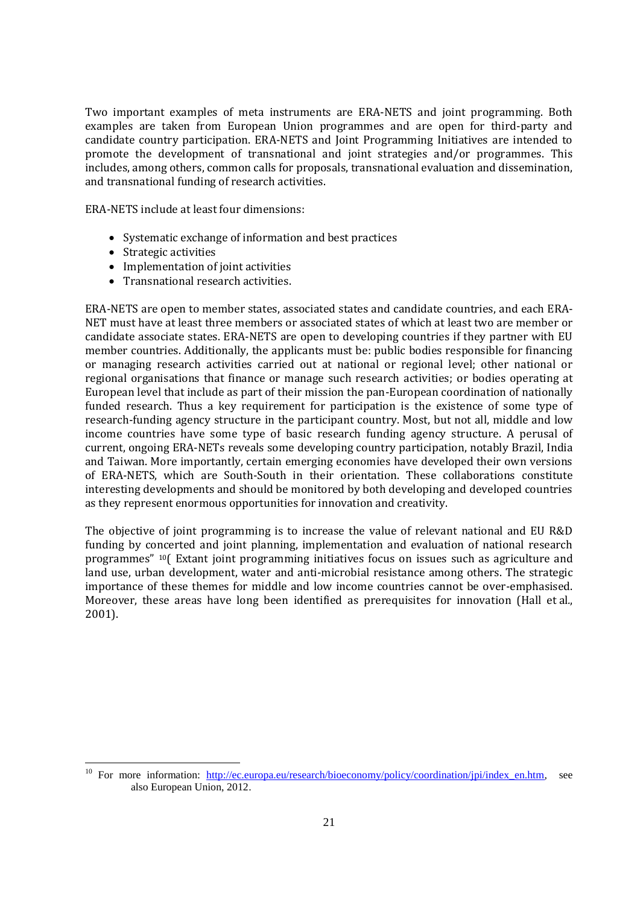Two important examples of meta instruments are ERA-NETS and joint programming. Both examples are taken from European Union programmes and are open for third-party and candidate country participation. ERA-NETS and Joint Programming Initiatives are intended to promote the development of transnational and joint strategies and/or programmes. This includes, among others, common calls for proposals, transnational evaluation and dissemination, and transnational funding of research activities.

ERA-NETS include at least four dimensions:

- Systematic exchange of information and best practices
- Strategic activities
- Implementation of joint activities
- Transnational research activities.

ERA-NETS are open to member states, associated states and candidate countries, and each ERA-NET must have at least three members or associated states of which at least two are member or candidate associate states. ERA-NETS are open to developing countries if they partner with EU member countries. Additionally, the applicants must be: public bodies responsible for financing or managing research activities carried out at national or regional level; other national or regional organisations that finance or manage such research activities; or bodies operating at European level that include as part of their mission the pan-European coordination of nationally funded research. Thus a key requirement for participation is the existence of some type of research-funding agency structure in the participant country. Most, but not all, middle and low income countries have some type of basic research funding agency structure. A perusal of current, ongoing ERA-NETs reveals some developing country participation, notably Brazil, India and Taiwan. More importantly, certain emerging economies have developed their own versions of ERA-NETS, which are South-South in their orientation. These collaborations constitute interesting developments and should be monitored by both developing and developed countries as they represent enormous opportunities for innovation and creativity.

The objective of joint programming is to increase the value of relevant national and EU R&D funding by concerted and joint planning, implementation and evaluation of national research programmes" [10]( Extant joint programming initiatives focus on issues such as agriculture and land use, urban development, water and anti-microbial resistance among others. The strategic importance of these themes for middle and low income countries cannot be over-emphasised. Moreover, these areas have long been identified as prerequisites for innovation (Hall et al., 2001).

[10] For more information: http://ec.europa.eu/research/bioeconomy/policy/coordination/jpi/index_en.htm, see also European Union, 2012.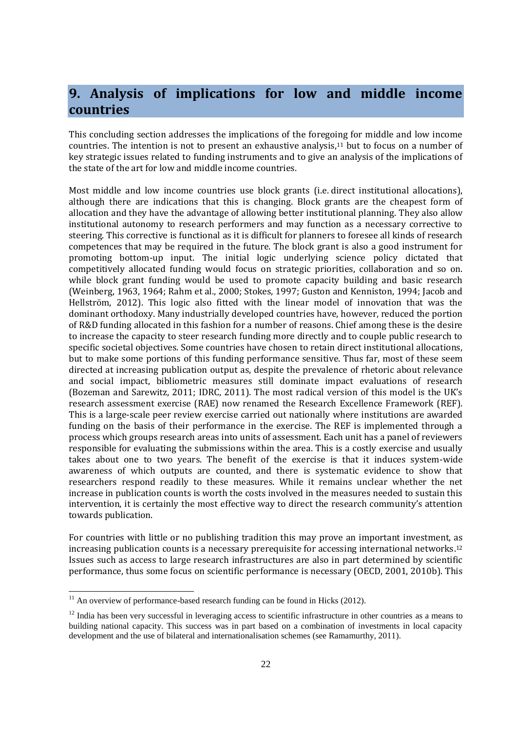## 9. Analysis of implications for low and middle income countries

This concluding section addresses the implications of the foregoing for middle and low income countries. The intention is not to present an exhaustive analysis,[11] but to focus on a number of key strategic issues related to funding instruments and to give an analysis of the implications of the state of the art for low and middle income countries.

Most middle and low income countries use block grants (i.e. direct institutional allocations), although there are indications that this is changing. Block grants are the cheapest form of allocation and they have the advantage of allowing better institutional planning. They also allow institutional autonomy to research performers and may function as a necessary corrective to steering. This corrective is functional as it is difficult for planners to foresee all kinds of research competences that may be required in the future. The block grant is also a good instrument for promoting bottom-up input. The initial logic underlying science policy dictated that competitively allocated funding would focus on strategic priorities, collaboration and so on. while block grant funding would be used to promote capacity building and basic research (Weinberg, 1963, 1964; Rahm et al., 2000; Stokes, 1997; Guston and Kenniston, 1994; Jacob and Hellström, 2012). This logic also fitted with the linear model of innovation that was the dominant orthodoxy. Many industrially developed countries have, however, reduced the portion of R&D funding allocated in this fashion for a number of reasons. Chief among these is the desire to increase the capacity to steer research funding more directly and to couple public research to specific societal objectives. Some countries have chosen to retain direct institutional allocations, but to make some portions of this funding performance sensitive. Thus far, most of these seem directed at increasing publication output as, despite the prevalence of rhetoric about relevance and social impact, bibliometric measures still dominate impact evaluations of research (Bozeman and Sarewitz, 2011; IDRC, 2011). The most radical version of this model is the UK's research assessment exercise (RAE) now renamed the Research Excellence Framework (REF). This is a large-scale peer review exercise carried out nationally where institutions are awarded funding on the basis of their performance in the exercise. The REF is implemented through a process which groups research areas into units of assessment. Each unit has a panel of reviewers responsible for evaluating the submissions within the area. This is a costly exercise and usually takes about one to two years. The benefit of the exercise is that it induces system-wide awareness of which outputs are counted, and there is systematic evidence to show that researchers respond readily to these measures. While it remains unclear whether the net increase in publication counts is worth the costs involved in the measures needed to sustain this intervention, it is certainly the most effective way to direct the research community's attention towards publication.

For countries with little or no publishing tradition this may prove an important investment, as increasing publication counts is a necessary prerequisite for accessing international networks.[12] Issues such as access to large research infrastructures are also in part determined by scientific performance, thus some focus on scientific performance is necessary (OECD, 2001, 2010b). This

[11] An overview of performance-based research funding can be found in Hicks (2012).

[12] India has been very successful in leveraging access to scientific infrastructure in other countries as a means to building national capacity. This success was in part based on a combination of investments in local capacity development and the use of bilateral and internationalisation schemes (see Ramamurthy, 2011).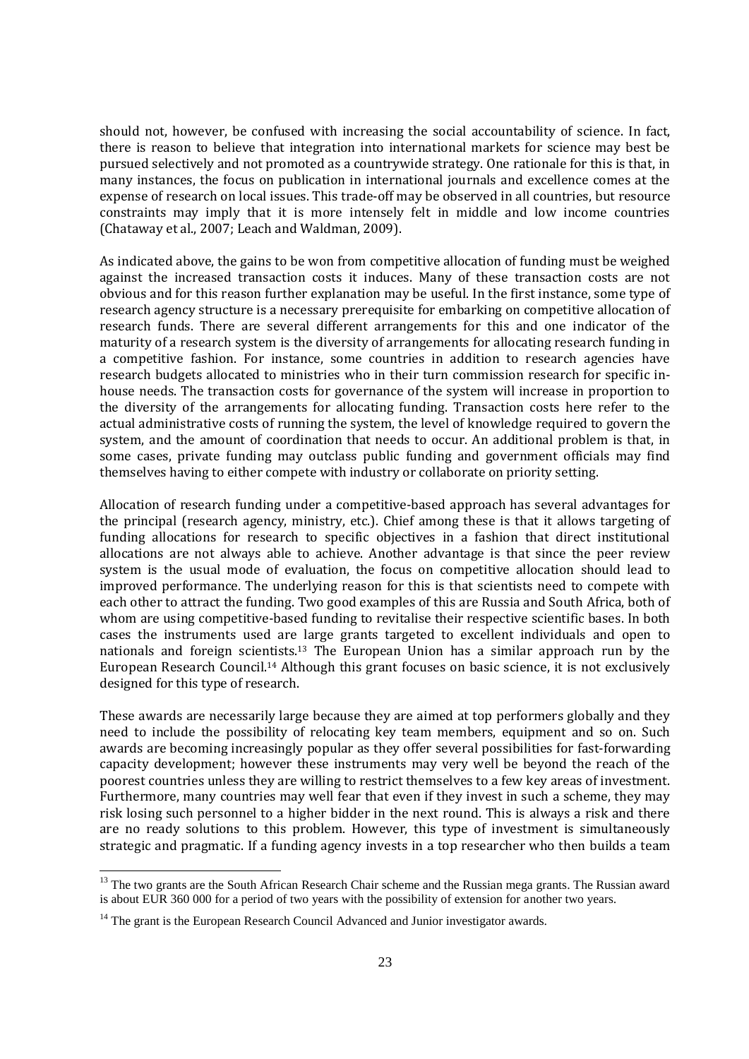should not, however, be confused with increasing the social accountability of science. In fact, there is reason to believe that integration into international markets for science may best be pursued selectively and not promoted as a countrywide strategy. One rationale for this is that, in many instances, the focus on publication in international journals and excellence comes at the expense of research on local issues. This trade-off may be observed in all countries, but resource constraints may imply that it is more intensely felt in middle and low income countries (Chataway et al., 2007; Leach and Waldman, 2009).

As indicated above, the gains to be won from competitive allocation of funding must be weighed against the increased transaction costs it induces. Many of these transaction costs are not obvious and for this reason further explanation may be useful. In the first instance, some type of research agency structure is a necessary prerequisite for embarking on competitive allocation of research funds. There are several different arrangements for this and one indicator of the maturity of a research system is the diversity of arrangements for allocating research funding in a competitive fashion. For instance, some countries in addition to research agencies have research budgets allocated to ministries who in their turn commission research for specific in-house needs. The transaction costs for governance of the system will increase in proportion to the diversity of the arrangements for allocating funding. Transaction costs here refer to the actual administrative costs of running the system, the level of knowledge required to govern the system, and the amount of coordination that needs to occur. An additional problem is that, in some cases, private funding may outclass public funding and government officials may find themselves having to either compete with industry or collaborate on priority setting.

Allocation of research funding under a competitive-based approach has several advantages for the principal (research agency, ministry, etc.). Chief among these is that it allows targeting of funding allocations for research to specific objectives in a fashion that direct institutional allocations are not always able to achieve. Another advantage is that since the peer review system is the usual mode of evaluation, the focus on competitive allocation should lead to improved performance. The underlying reason for this is that scientists need to compete with each other to attract the funding. Two good examples of this are Russia and South Africa, both of whom are using competitive-based funding to revitalise their respective scientific bases. In both cases the instruments used are large grants targeted to excellent individuals and open to nationals and foreign scientists.[13] The European Union has a similar approach run by the European Research Council.[14] Although this grant focuses on basic science, it is not exclusively designed for this type of research.

These awards are necessarily large because they are aimed at top performers globally and they need to include the possibility of relocating key team members, equipment and so on. Such awards are becoming increasingly popular as they offer several possibilities for fast-forwarding capacity development; however these instruments may very well be beyond the reach of the poorest countries unless they are willing to restrict themselves to a few key areas of investment. Furthermore, many countries may well fear that even if they invest in such a scheme, they may risk losing such personnel to a higher bidder in the next round. This is always a risk and there are no ready solutions to this problem. However, this type of investment is simultaneously strategic and pragmatic. If a funding agency invests in a top researcher who then builds a team

---

[13] The two grants are the South African Research Chair scheme and the Russian mega grants. The Russian award is about EUR 360 000 for a period of two years with the possibility of extension for another two years.

[14] The grant is the European Research Council Advanced and Junior investigator awards.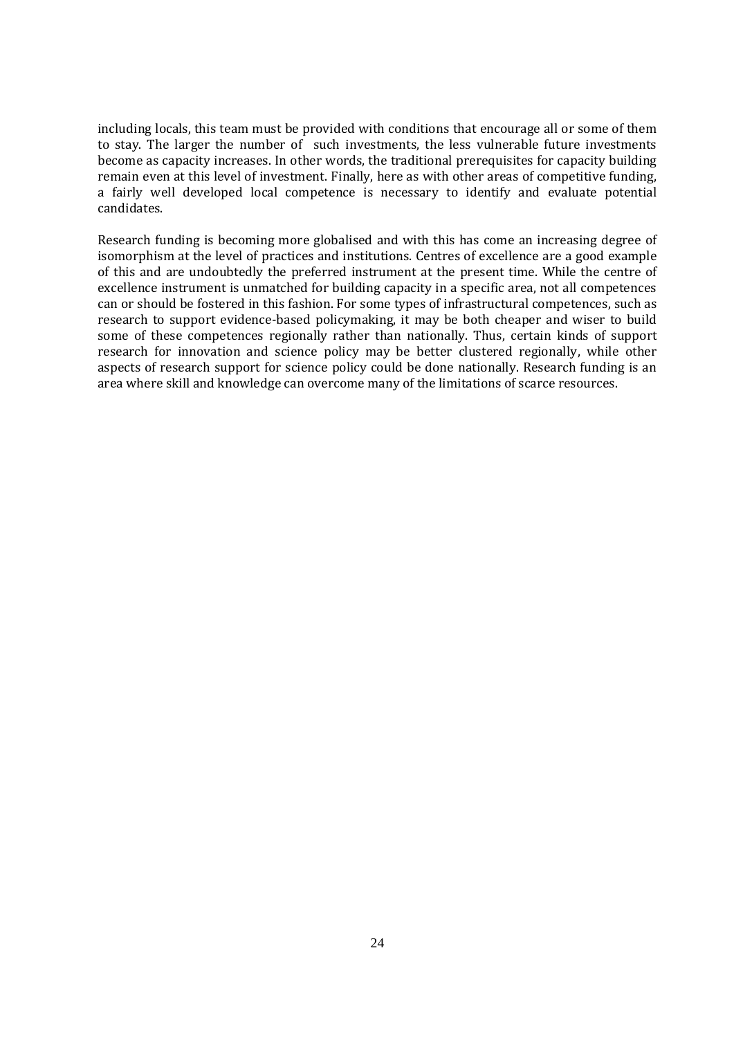including locals, this team must be provided with conditions that encourage all or some of them to stay. The larger the number of such investments, the less vulnerable future investments become as capacity increases. In other words, the traditional prerequisites for capacity building remain even at this level of investment. Finally, here as with other areas of competitive funding, a fairly well developed local competence is necessary to identify and evaluate potential candidates.

Research funding is becoming more globalised and with this has come an increasing degree of isomorphism at the level of practices and institutions. Centres of excellence are a good example of this and are undoubtedly the preferred instrument at the present time. While the centre of excellence instrument is unmatched for building capacity in a specific area, not all competences can or should be fostered in this fashion. For some types of infrastructural competences, such as research to support evidence-based policymaking, it may be both cheaper and wiser to build some of these competences regionally rather than nationally. Thus, certain kinds of support research for innovation and science policy may be better clustered regionally, while other aspects of research support for science policy could be done nationally. Research funding is an area where skill and knowledge can overcome many of the limitations of scarce resources.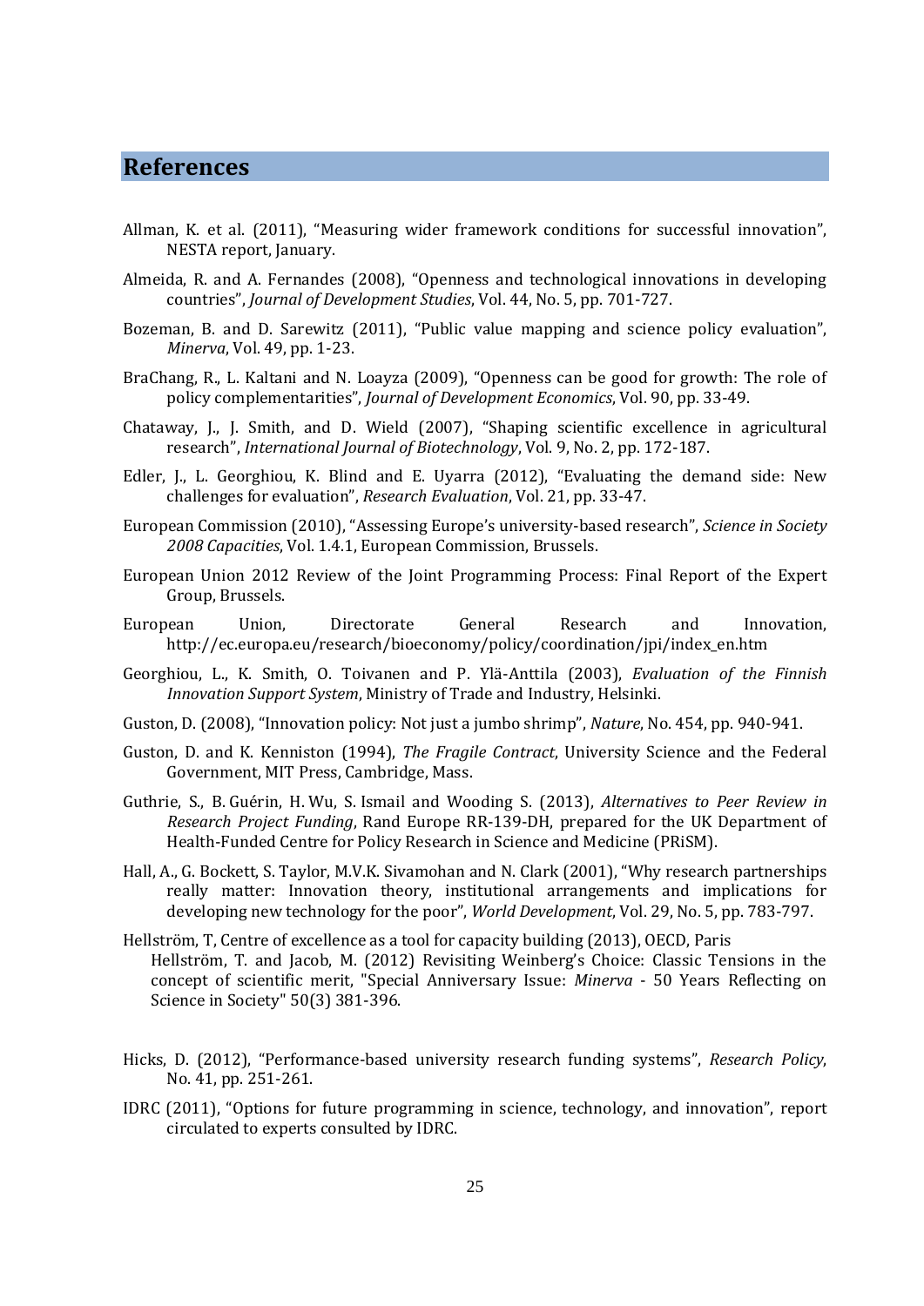## References

Allman, K. et al. (2011), "Measuring wider framework conditions for successful innovation", NESTA report, January.

Almeida, R. and A. Fernandes (2008), "Openness and technological innovations in developing countries", *Journal of Development Studies*, Vol. 44, No. 5, pp. 701-727.

Bozeman, B. and D. Sarewitz (2011), "Public value mapping and science policy evaluation", *Minerva*, Vol. 49, pp. 1-23.

BraChang, R., L. Kaltani and N. Loayza (2009), "Openness can be good for growth: The role of policy complementarities", *Journal of Development Economics*, Vol. 90, pp. 33-49.

Chataway, J., J. Smith, and D. Wield (2007), "Shaping scientific excellence in agricultural research", *International Journal of Biotechnology*, Vol. 9, No. 2, pp. 172-187.

Edler, J., L. Georghiou, K. Blind and E. Uyarra (2012), "Evaluating the demand side: New challenges for evaluation", *Research Evaluation*, Vol. 21, pp. 33-47.

European Commission (2010), "Assessing Europe's university-based research", *Science in Society 2008 Capacities*, Vol. 1.4.1, European Commission, Brussels.

European Union 2012 Review of the Joint Programming Process: Final Report of the Expert Group, Brussels.

European Union, Directorate General Research and Innovation, http://ec.europa.eu/research/bioeconomy/policy/coordination/jpi/index_en.htm

Georghiou, L., K. Smith, O. Toivanen and P. Ylä-Anttila (2003), *Evaluation of the Finnish Innovation Support System*, Ministry of Trade and Industry, Helsinki.

Guston, D. (2008), "Innovation policy: Not just a jumbo shrimp", *Nature*, No. 454, pp. 940-941.

Guston, D. and K. Kenniston (1994), *The Fragile Contract*, University Science and the Federal Government, MIT Press, Cambridge, Mass.

Guthrie, S., B. Guérin, H. Wu, S. Ismail and Wooding S. (2013), *Alternatives to Peer Review in Research Project Funding*, Rand Europe RR-139-DH, prepared for the UK Department of Health-Funded Centre for Policy Research in Science and Medicine (PRiSM).

Hall, A., G. Bockett, S. Taylor, M.V.K. Sivamohan and N. Clark (2001), "Why research partnerships really matter: Innovation theory, institutional arrangements and implications for developing new technology for the poor", *World Development*, Vol. 29, No. 5, pp. 783-797.

Hellström, T, Centre of excellence as a tool for capacity building (2013), OECD, Paris
Hellström, T. and Jacob, M. (2012) Revisiting Weinberg's Choice: Classic Tensions in the concept of scientific merit, "Special Anniversary Issue: *Minerva* - 50 Years Reflecting on Science in Society" 50(3) 381-396.

Hicks, D. (2012), "Performance-based university research funding systems", *Research Policy*, No. 41, pp. 251-261.

IDRC (2011), "Options for future programming in science, technology, and innovation", report circulated to experts consulted by IDRC.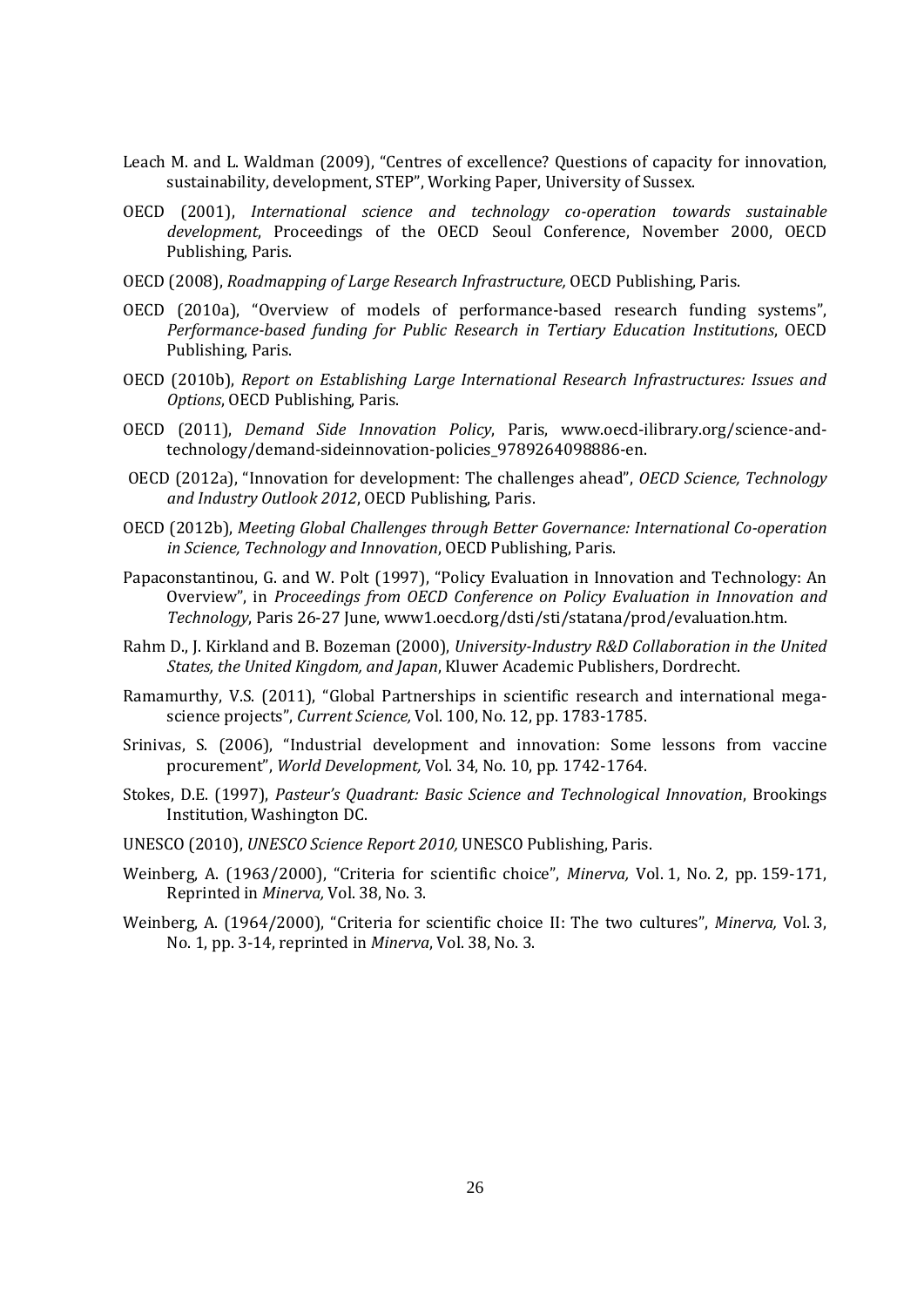Leach M. and L. Waldman (2009), "Centres of excellence? Questions of capacity for innovation, sustainability, development, STEP", Working Paper, University of Sussex.

OECD (2001), *International science and technology co-operation towards sustainable development*, Proceedings of the OECD Seoul Conference, November 2000, OECD Publishing, Paris.

OECD (2008), *Roadmapping of Large Research Infrastructure,* OECD Publishing, Paris.

OECD (2010a), "Overview of models of performance-based research funding systems", *Performance-based funding for Public Research in Tertiary Education Institutions*, OECD Publishing, Paris.

OECD (2010b), *Report on Establishing Large International Research Infrastructures: Issues and Options*, OECD Publishing, Paris.

OECD (2011), *Demand Side Innovation Policy*, Paris, www.oecd-ilibrary.org/science-and-technology/demand-sideinnovation-policies_9789264098886-en.

OECD (2012a), "Innovation for development: The challenges ahead", *OECD Science, Technology and Industry Outlook 2012*, OECD Publishing, Paris.

OECD (2012b), *Meeting Global Challenges through Better Governance: International Co-operation in Science, Technology and Innovation*, OECD Publishing, Paris.

Papaconstantinou, G. and W. Polt (1997), "Policy Evaluation in Innovation and Technology: An Overview", in *Proceedings from OECD Conference on Policy Evaluation in Innovation and Technology*, Paris 26-27 June, www1.oecd.org/dsti/sti/statana/prod/evaluation.htm.

Rahm D., J. Kirkland and B. Bozeman (2000), *University-Industry R&D Collaboration in the United States, the United Kingdom, and Japan*, Kluwer Academic Publishers, Dordrecht.

Ramamurthy, V.S. (2011), "Global Partnerships in scientific research and international mega-science projects", *Current Science,* Vol. 100, No. 12, pp. 1783-1785.

Srinivas, S. (2006), "Industrial development and innovation: Some lessons from vaccine procurement", *World Development,* Vol. 34, No. 10, pp. 1742-1764.

Stokes, D.E. (1997), *Pasteur's Quadrant: Basic Science and Technological Innovation*, Brookings Institution, Washington DC.

UNESCO (2010), *UNESCO Science Report 2010,* UNESCO Publishing, Paris.

Weinberg, A. (1963/2000), "Criteria for scientific choice", *Minerva,* Vol. 1, No. 2, pp. 159-171, Reprinted in *Minerva,* Vol. 38, No. 3.

Weinberg, A. (1964/2000), "Criteria for scientific choice II: The two cultures", *Minerva,* Vol. 3, No. 1, pp. 3-14, reprinted in *Minerva*, Vol. 38, No. 3.